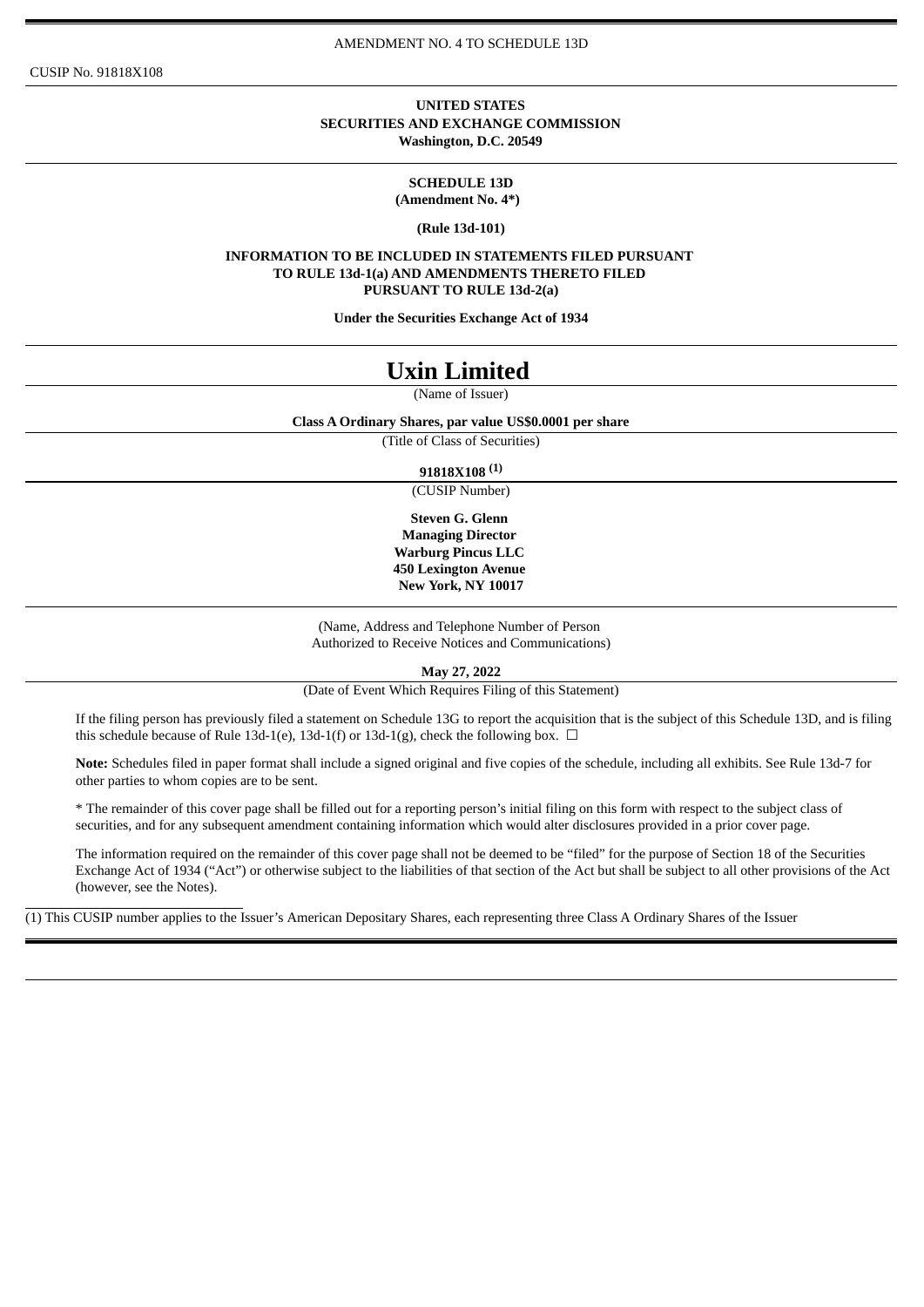AMENDMENT NO. 4 TO SCHEDULE 13D

CUSIP No. 91818X108

**UNITED STATES**
**SECURITIES AND EXCHANGE COMMISSION**
**Washington, D.C. 20549**

**SCHEDULE 13D**
**(Amendment No. 4*)**

**(Rule 13d-101)**

**INFORMATION TO BE INCLUDED IN STATEMENTS FILED PURSUANT TO RULE 13d-1(a) AND AMENDMENTS THERETO FILED PURSUANT TO RULE 13d-2(a)**

**Under the Securities Exchange Act of 1934**

# Uxin Limited

(Name of Issuer)

**Class A Ordinary Shares, par value US$0.0001 per share**

(Title of Class of Securities)

**91818X108 [(1)]**

(CUSIP Number)

**Steven G. Glenn**
**Managing Director**
**Warburg Pincus LLC**
**450 Lexington Avenue**
**New York, NY 10017**

(Name, Address and Telephone Number of Person Authorized to Receive Notices and Communications)

**May 27, 2022**

(Date of Event Which Requires Filing of this Statement)

If the filing person has previously filed a statement on Schedule 13G to report the acquisition that is the subject of this Schedule 13D, and is filing this schedule because of Rule 13d-1(e), 13d-1(f) or 13d-1(g), check the following box. ☐

**Note:** Schedules filed in paper format shall include a signed original and five copies of the schedule, including all exhibits. See Rule 13d-7 for other parties to whom copies are to be sent.

* The remainder of this cover page shall be filled out for a reporting person's initial filing on this form with respect to the subject class of securities, and for any subsequent amendment containing information which would alter disclosures provided in a prior cover page.

The information required on the remainder of this cover page shall not be deemed to be "filed" for the purpose of Section 18 of the Securities Exchange Act of 1934 ("Act") or otherwise subject to the liabilities of that section of the Act but shall be subject to all other provisions of the Act (however, see the Notes).

(1) This CUSIP number applies to the Issuer's American Depositary Shares, each representing three Class A Ordinary Shares of the Issuer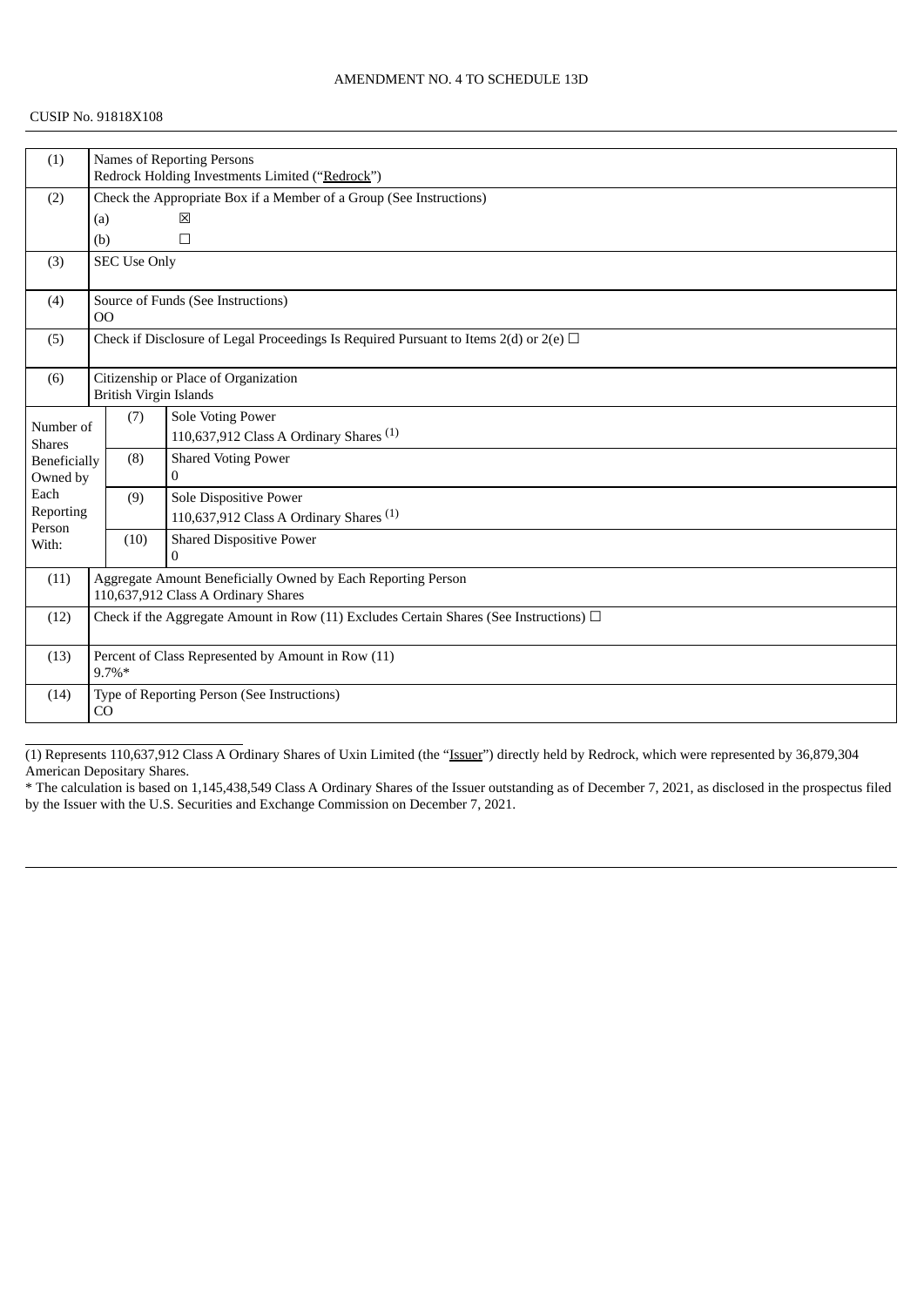AMENDMENT NO. 4 TO SCHEDULE 13D

CUSIP No. 91818X108

| | | | |
|---|---|---|---|
| (1) | Names of Reporting Persons<br>Redrock Holding Investments Limited ("Redrock") | | |
| (2) | Check the Appropriate Box if a Member of a Group (See Instructions)<br>(a) ☒<br>(b) ☐ | | |
| (3) | SEC Use Only | | |
| (4) | Source of Funds (See Instructions)<br>OO | | |
| (5) | Check if Disclosure of Legal Proceedings Is Required Pursuant to Items 2(d) or 2(e) ☐ | | |
| (6) | Citizenship or Place of Organization<br>British Virgin Islands | | |
| Number of Shares Beneficially Owned by Each Reporting Person With: | | (7) | Sole Voting Power<br>110,637,912 Class A Ordinary Shares (1) |
| | | (8) | Shared Voting Power<br>0 |
| | | (9) | Sole Dispositive Power<br>110,637,912 Class A Ordinary Shares (1) |
| | | (10) | Shared Dispositive Power<br>0 |
| (11) | Aggregate Amount Beneficially Owned by Each Reporting Person<br>110,637,912 Class A Ordinary Shares | | |
| (12) | Check if the Aggregate Amount in Row (11) Excludes Certain Shares (See Instructions) ☐ | | |
| (13) | Percent of Class Represented by Amount in Row (11)<br>9.7%* | | |
| (14) | Type of Reporting Person (See Instructions)<br>CO | | |

(1) Represents 110,637,912 Class A Ordinary Shares of Uxin Limited (the "Issuer") directly held by Redrock, which were represented by 36,879,304 American Depositary Shares.

* The calculation is based on 1,145,438,549 Class A Ordinary Shares of the Issuer outstanding as of December 7, 2021, as disclosed in the prospectus filed by the Issuer with the U.S. Securities and Exchange Commission on December 7, 2021.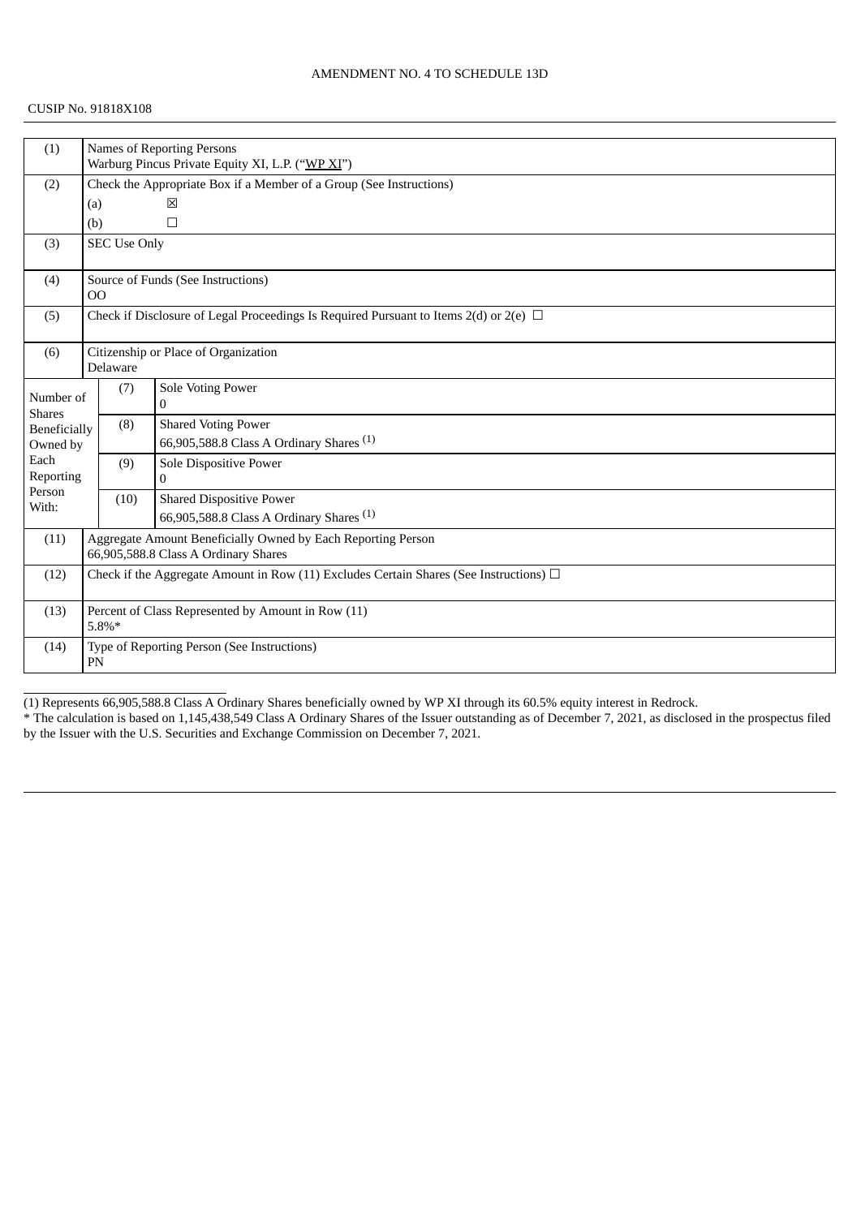AMENDMENT NO. 4 TO SCHEDULE 13D

CUSIP No. 91818X108

| (1) | Names of Reporting Persons<br>Warburg Pincus Private Equity XI, L.P. ("WP XI") | | |
|---|---|---|---|
| (2) | Check the Appropriate Box if a Member of a Group (See Instructions)<br>(a) ☒<br>(b) ☐ | | |
| (3) | SEC Use Only | | |
| (4) | Source of Funds (See Instructions)<br>OO | | |
| (5) | Check if Disclosure of Legal Proceedings Is Required Pursuant to Items 2(d) or 2(e) ☐ | | |
| (6) | Citizenship or Place of Organization<br>Delaware | | |
| Number of Shares Beneficially Owned by Each Reporting Person With: | (7) | Sole Voting Power<br>0 | |
| | (8) | Shared Voting Power<br>66,905,588.8 Class A Ordinary Shares [(1)] | |
| | (9) | Sole Dispositive Power<br>0 | |
| | (10) | Shared Dispositive Power<br>66,905,588.8 Class A Ordinary Shares [(1)] | |
| (11) | Aggregate Amount Beneficially Owned by Each Reporting Person<br>66,905,588.8 Class A Ordinary Shares | | |
| (12) | Check if the Aggregate Amount in Row (11) Excludes Certain Shares (See Instructions) ☐ | | |
| (13) | Percent of Class Represented by Amount in Row (11)<br>5.8%* | | |
| (14) | Type of Reporting Person (See Instructions)<br>PN | | |

(1) Represents 66,905,588.8 Class A Ordinary Shares beneficially owned by WP XI through its 60.5% equity interest in Redrock.

* The calculation is based on 1,145,438,549 Class A Ordinary Shares of the Issuer outstanding as of December 7, 2021, as disclosed in the prospectus filed by the Issuer with the U.S. Securities and Exchange Commission on December 7, 2021.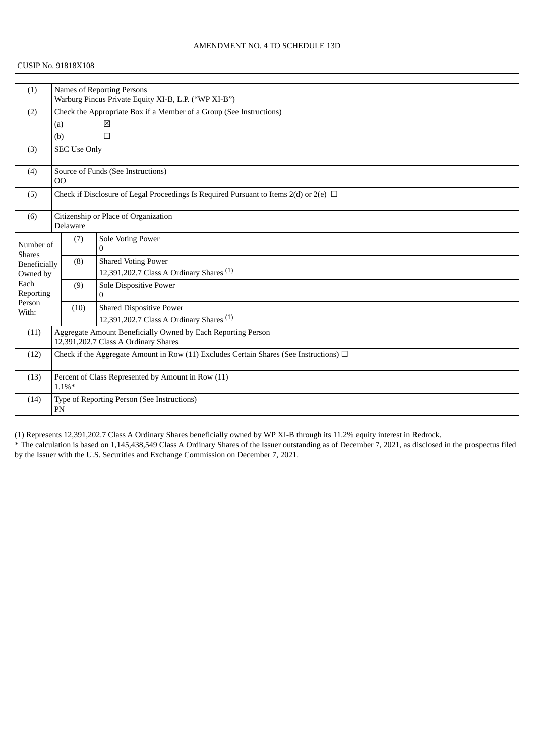AMENDMENT NO. 4 TO SCHEDULE 13D

CUSIP No. 91818X108

| (1) | Names of Reporting Persons<br>Warburg Pincus Private Equity XI-B, L.P. ("WP XI-B") | |
|---|---|---|
| (2) | Check the Appropriate Box if a Member of a Group (See Instructions)<br>(a) ☒<br>(b) ☐ | |
| (3) | SEC Use Only | |
| (4) | Source of Funds (See Instructions)<br>OO | |
| (5) | Check if Disclosure of Legal Proceedings Is Required Pursuant to Items 2(d) or 2(e) ☐ | |
| (6) | Citizenship or Place of Organization<br>Delaware | |
| Number of Shares Beneficially Owned by Each Reporting Person With: | (7) | Sole Voting Power<br>0 |
| | (8) | Shared Voting Power<br>12,391,202.7 Class A Ordinary Shares (1) |
| | (9) | Sole Dispositive Power<br>0 |
| | (10) | Shared Dispositive Power<br>12,391,202.7 Class A Ordinary Shares (1) |
| (11) | Aggregate Amount Beneficially Owned by Each Reporting Person<br>12,391,202.7 Class A Ordinary Shares | |
| (12) | Check if the Aggregate Amount in Row (11) Excludes Certain Shares (See Instructions) ☐ | |
| (13) | Percent of Class Represented by Amount in Row (11)<br>1.1%* | |
| (14) | Type of Reporting Person (See Instructions)<br>PN | |

(1) Represents 12,391,202.7 Class A Ordinary Shares beneficially owned by WP XI-B through its 11.2% equity interest in Redrock.

* The calculation is based on 1,145,438,549 Class A Ordinary Shares of the Issuer outstanding as of December 7, 2021, as disclosed in the prospectus filed by the Issuer with the U.S. Securities and Exchange Commission on December 7, 2021.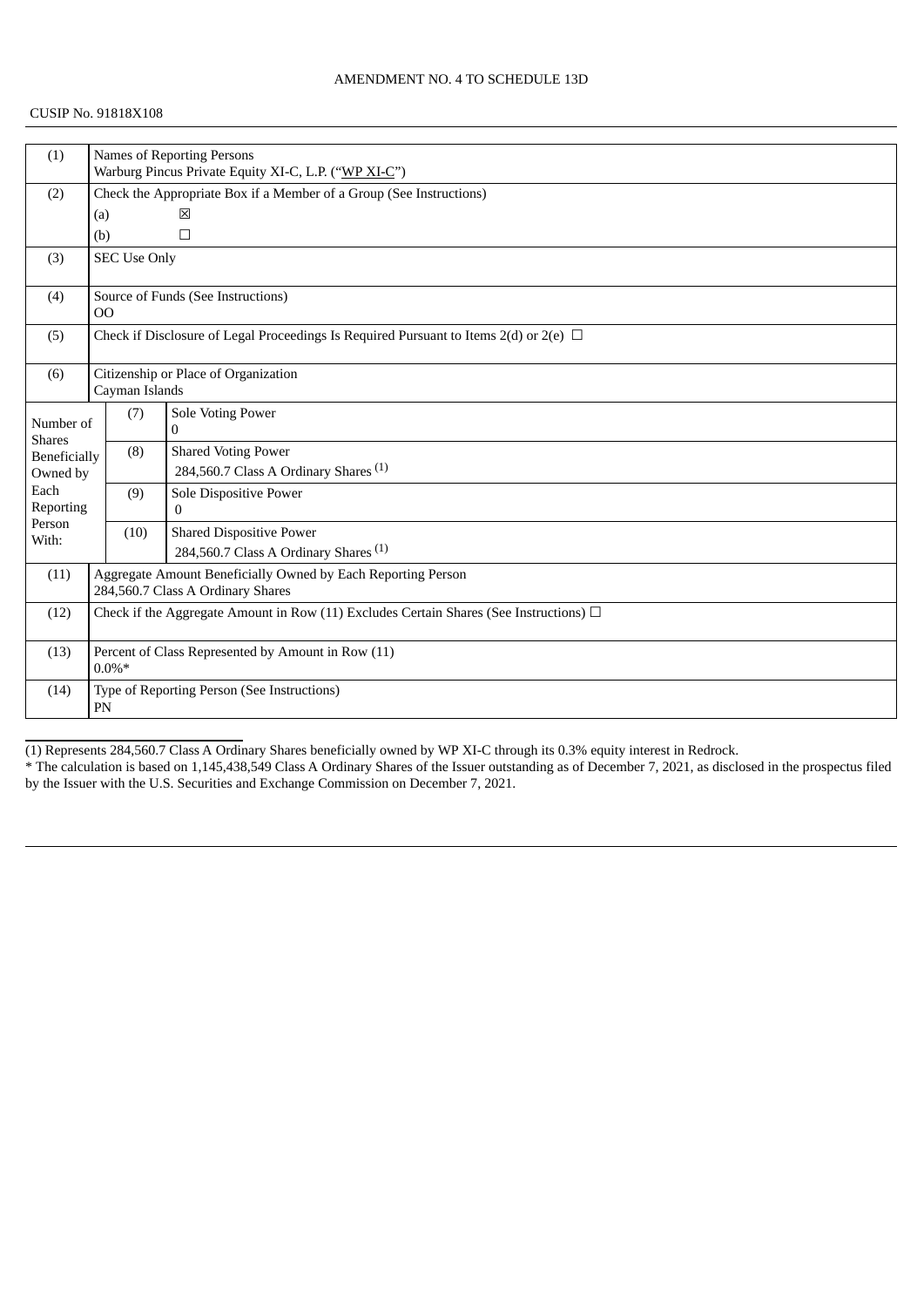AMENDMENT NO. 4 TO SCHEDULE 13D

CUSIP No. 91818X108

| (1) | Names of Reporting Persons<br>Warburg Pincus Private Equity XI-C, L.P. (“WP XI-C”) | | |
|---|---|---|---|
| (2) | Check the Appropriate Box if a Member of a Group (See Instructions)<br>(a) ☒<br>(b) ☐ | | |
| (3) | SEC Use Only | | |
| (4) | Source of Funds (See Instructions)<br>OO | | |
| (5) | Check if Disclosure of Legal Proceedings Is Required Pursuant to Items 2(d) or 2(e) ☐ | | |
| (6) | Citizenship or Place of Organization<br>Cayman Islands | | |
| Number of Shares Beneficially Owned by Each Reporting Person With: | (7) | Sole Voting Power<br>0 | |
| | (8) | Shared Voting Power<br>284,560.7 Class A Ordinary Shares (1) | |
| | (9) | Sole Dispositive Power<br>0 | |
| | (10) | Shared Dispositive Power<br>284,560.7 Class A Ordinary Shares (1) | |
| (11) | Aggregate Amount Beneficially Owned by Each Reporting Person<br>284,560.7 Class A Ordinary Shares | | |
| (12) | Check if the Aggregate Amount in Row (11) Excludes Certain Shares (See Instructions) ☐ | | |
| (13) | Percent of Class Represented by Amount in Row (11)<br>0.0%* | | |
| (14) | Type of Reporting Person (See Instructions)<br>PN | | |

(1) Represents 284,560.7 Class A Ordinary Shares beneficially owned by WP XI-C through its 0.3% equity interest in Redrock.

* The calculation is based on 1,145,438,549 Class A Ordinary Shares of the Issuer outstanding as of December 7, 2021, as disclosed in the prospectus filed by the Issuer with the U.S. Securities and Exchange Commission on December 7, 2021.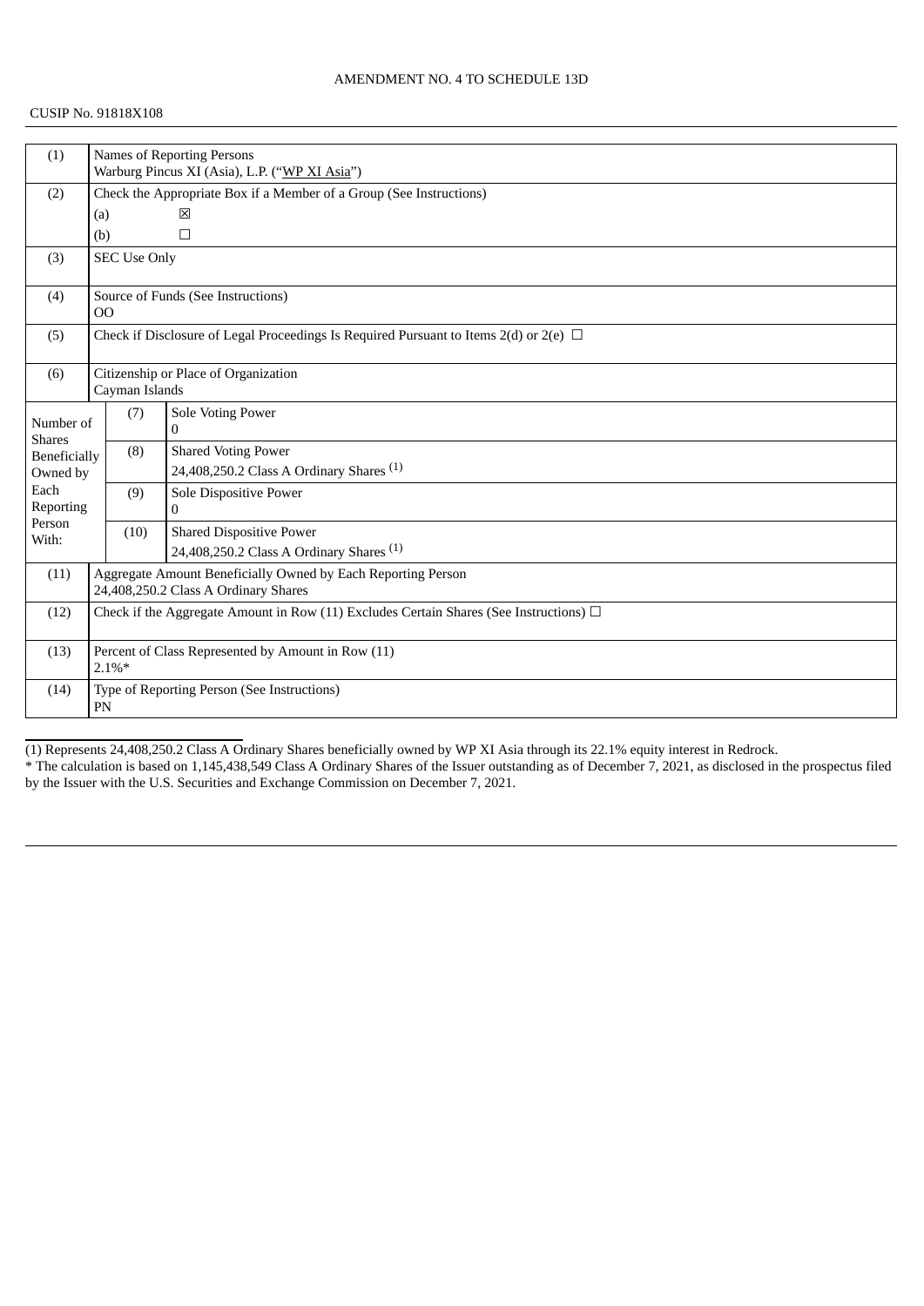AMENDMENT NO. 4 TO SCHEDULE 13D

CUSIP No. 91818X108

| (1) | Names of Reporting Persons<br>Warburg Pincus XI (Asia), L.P. ("WP XI Asia") | |
|---|---|---|
| (2) | Check the Appropriate Box if a Member of a Group (See Instructions)<br>(a) ☒<br>(b) ☐ | |
| (3) | SEC Use Only | |
| (4) | Source of Funds (See Instructions)<br>OO | |
| (5) | Check if Disclosure of Legal Proceedings Is Required Pursuant to Items 2(d) or 2(e) ☐ | |
| (6) | Citizenship or Place of Organization<br>Cayman Islands | |
| Number of Shares Beneficially Owned by Each Reporting Person With: | (7) | Sole Voting Power<br>0 |
| | (8) | Shared Voting Power<br>24,408,250.2 Class A Ordinary Shares (1) |
| | (9) | Sole Dispositive Power<br>0 |
| | (10) | Shared Dispositive Power<br>24,408,250.2 Class A Ordinary Shares (1) |
| (11) | Aggregate Amount Beneficially Owned by Each Reporting Person<br>24,408,250.2 Class A Ordinary Shares | |
| (12) | Check if the Aggregate Amount in Row (11) Excludes Certain Shares (See Instructions) ☐ | |
| (13) | Percent of Class Represented by Amount in Row (11)<br>2.1%* | |
| (14) | Type of Reporting Person (See Instructions)<br>PN | |

(1) Represents 24,408,250.2 Class A Ordinary Shares beneficially owned by WP XI Asia through its 22.1% equity interest in Redrock.

* The calculation is based on 1,145,438,549 Class A Ordinary Shares of the Issuer outstanding as of December 7, 2021, as disclosed in the prospectus filed by the Issuer with the U.S. Securities and Exchange Commission on December 7, 2021.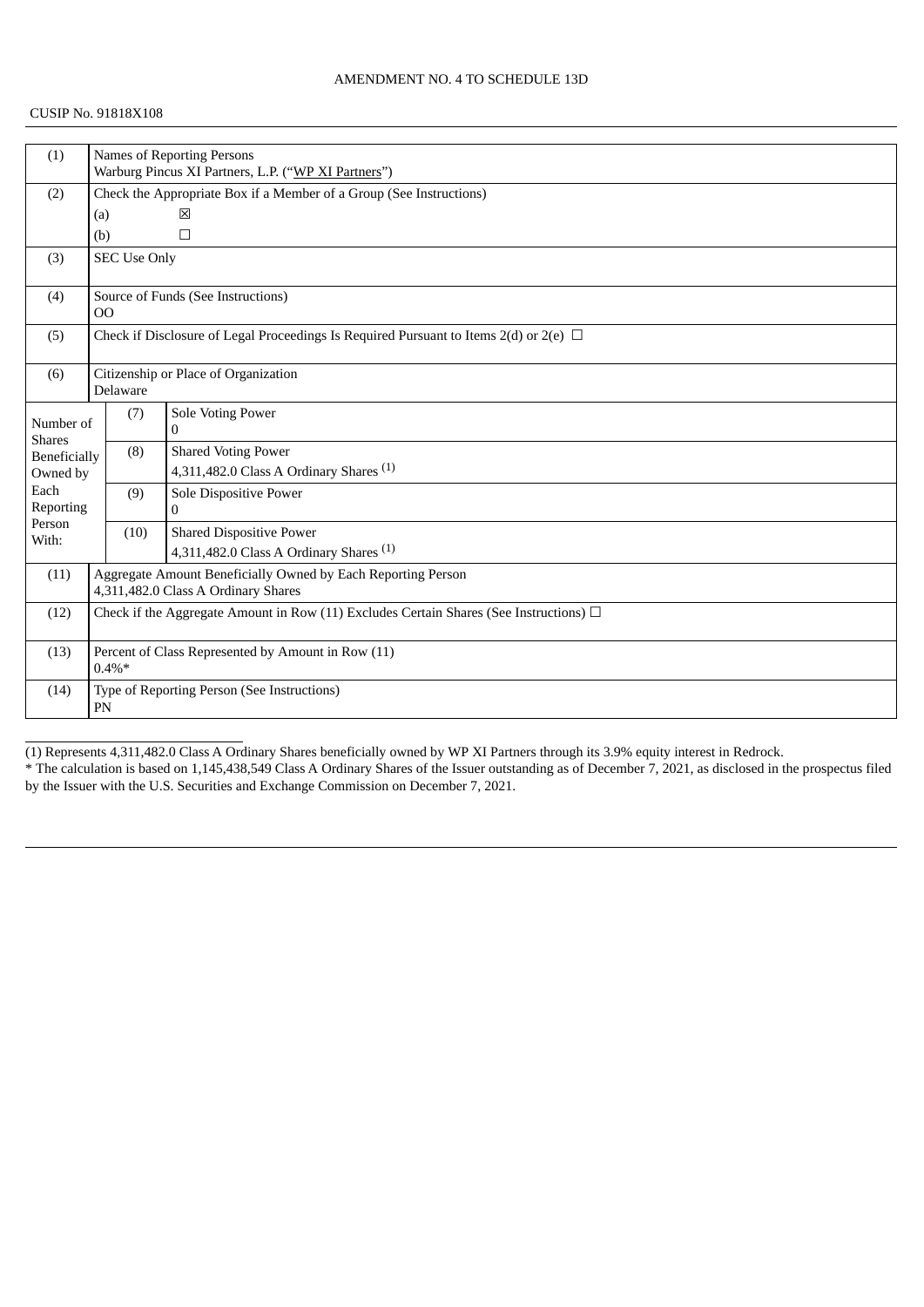AMENDMENT NO. 4 TO SCHEDULE 13D

CUSIP No. 91818X108

| (1) | Names of Reporting Persons<br>Warburg Pincus XI Partners, L.P. ("WP XI Partners") | |
|---|---|---|
| (2) | Check the Appropriate Box if a Member of a Group (See Instructions)<br>(a) ☒<br>(b) ☐ | |
| (3) | SEC Use Only | |
| (4) | Source of Funds (See Instructions)<br>OO | |
| (5) | Check if Disclosure of Legal Proceedings Is Required Pursuant to Items 2(d) or 2(e) ☐ | |
| (6) | Citizenship or Place of Organization<br>Delaware | |
| Number of Shares Beneficially Owned by Each Reporting Person With: | (7) | Sole Voting Power<br>0 |
| | (8) | Shared Voting Power<br>4,311,482.0 Class A Ordinary Shares (1) |
| | (9) | Sole Dispositive Power<br>0 |
| | (10) | Shared Dispositive Power<br>4,311,482.0 Class A Ordinary Shares (1) |
| (11) | Aggregate Amount Beneficially Owned by Each Reporting Person<br>4,311,482.0 Class A Ordinary Shares | |
| (12) | Check if the Aggregate Amount in Row (11) Excludes Certain Shares (See Instructions) ☐ | |
| (13) | Percent of Class Represented by Amount in Row (11)<br>0.4%* | |
| (14) | Type of Reporting Person (See Instructions)<br>PN | |

(1) Represents 4,311,482.0 Class A Ordinary Shares beneficially owned by WP XI Partners through its 3.9% equity interest in Redrock.

* The calculation is based on 1,145,438,549 Class A Ordinary Shares of the Issuer outstanding as of December 7, 2021, as disclosed in the prospectus filed by the Issuer with the U.S. Securities and Exchange Commission on December 7, 2021.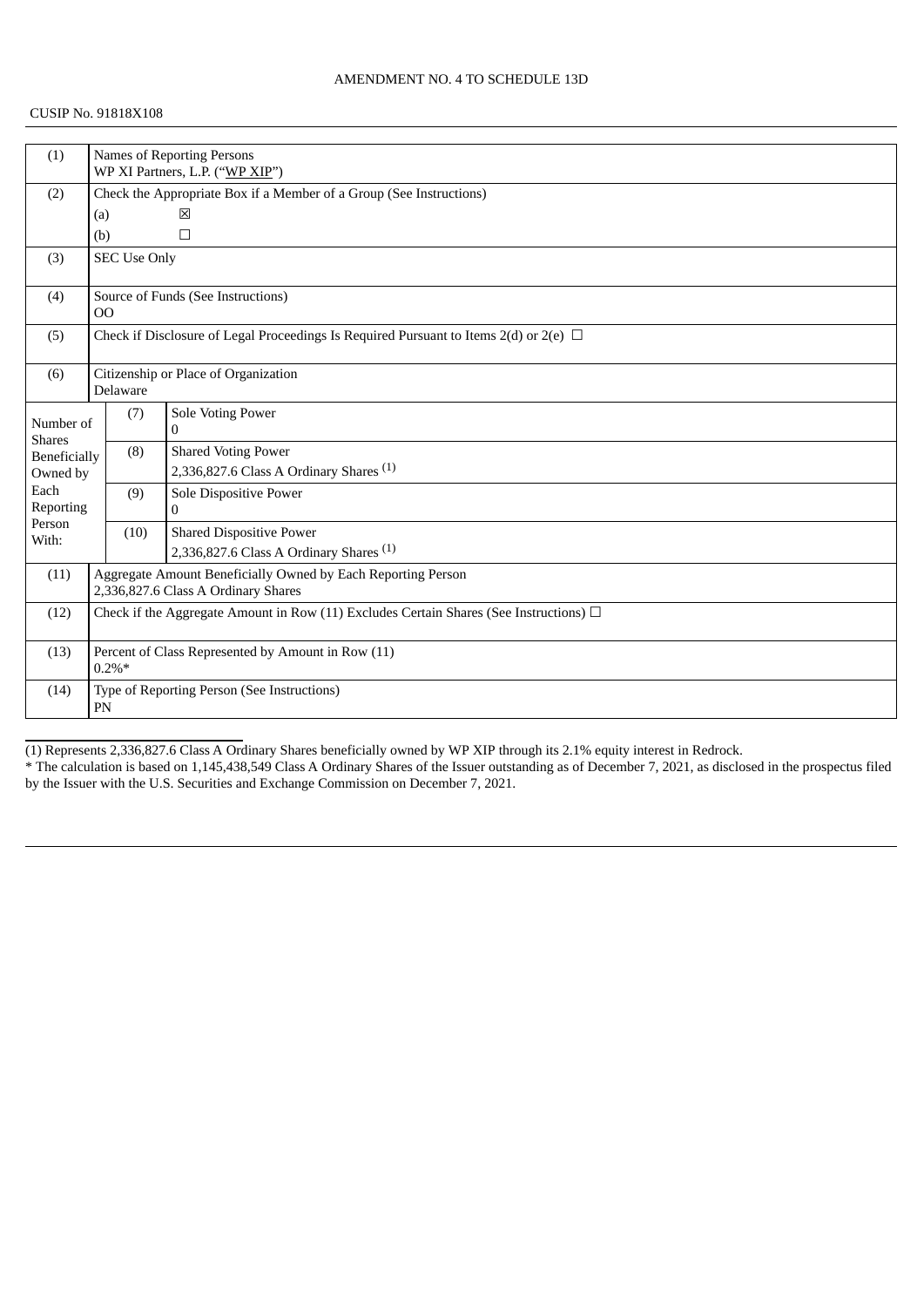AMENDMENT NO. 4 TO SCHEDULE 13D

CUSIP No. 91818X108

| | | | |
|---|---|---|---|
| (1) | Names of Reporting Persons<br>WP XI Partners, L.P. ("WP XIP") | | |
| (2) | Check the Appropriate Box if a Member of a Group (See Instructions)<br>(a) ☒<br>(b) ☐ | | |
| (3) | SEC Use Only | | |
| (4) | Source of Funds (See Instructions)<br>OO | | |
| (5) | Check if Disclosure of Legal Proceedings Is Required Pursuant to Items 2(d) or 2(e) ☐ | | |
| (6) | Citizenship or Place of Organization<br>Delaware | | |
| Number of Shares Beneficially Owned by Each Reporting Person With: | (7) | Sole Voting Power<br>0 | |
| | (8) | Shared Voting Power<br>2,336,827.6 Class A Ordinary Shares (1) | |
| | (9) | Sole Dispositive Power<br>0 | |
| | (10) | Shared Dispositive Power<br>2,336,827.6 Class A Ordinary Shares (1) | |
| (11) | Aggregate Amount Beneficially Owned by Each Reporting Person<br>2,336,827.6 Class A Ordinary Shares | | |
| (12) | Check if the Aggregate Amount in Row (11) Excludes Certain Shares (See Instructions) ☐ | | |
| (13) | Percent of Class Represented by Amount in Row (11)<br>0.2%* | | |
| (14) | Type of Reporting Person (See Instructions)<br>PN | | |

(1) Represents 2,336,827.6 Class A Ordinary Shares beneficially owned by WP XIP through its 2.1% equity interest in Redrock.

* The calculation is based on 1,145,438,549 Class A Ordinary Shares of the Issuer outstanding as of December 7, 2021, as disclosed in the prospectus filed by the Issuer with the U.S. Securities and Exchange Commission on December 7, 2021.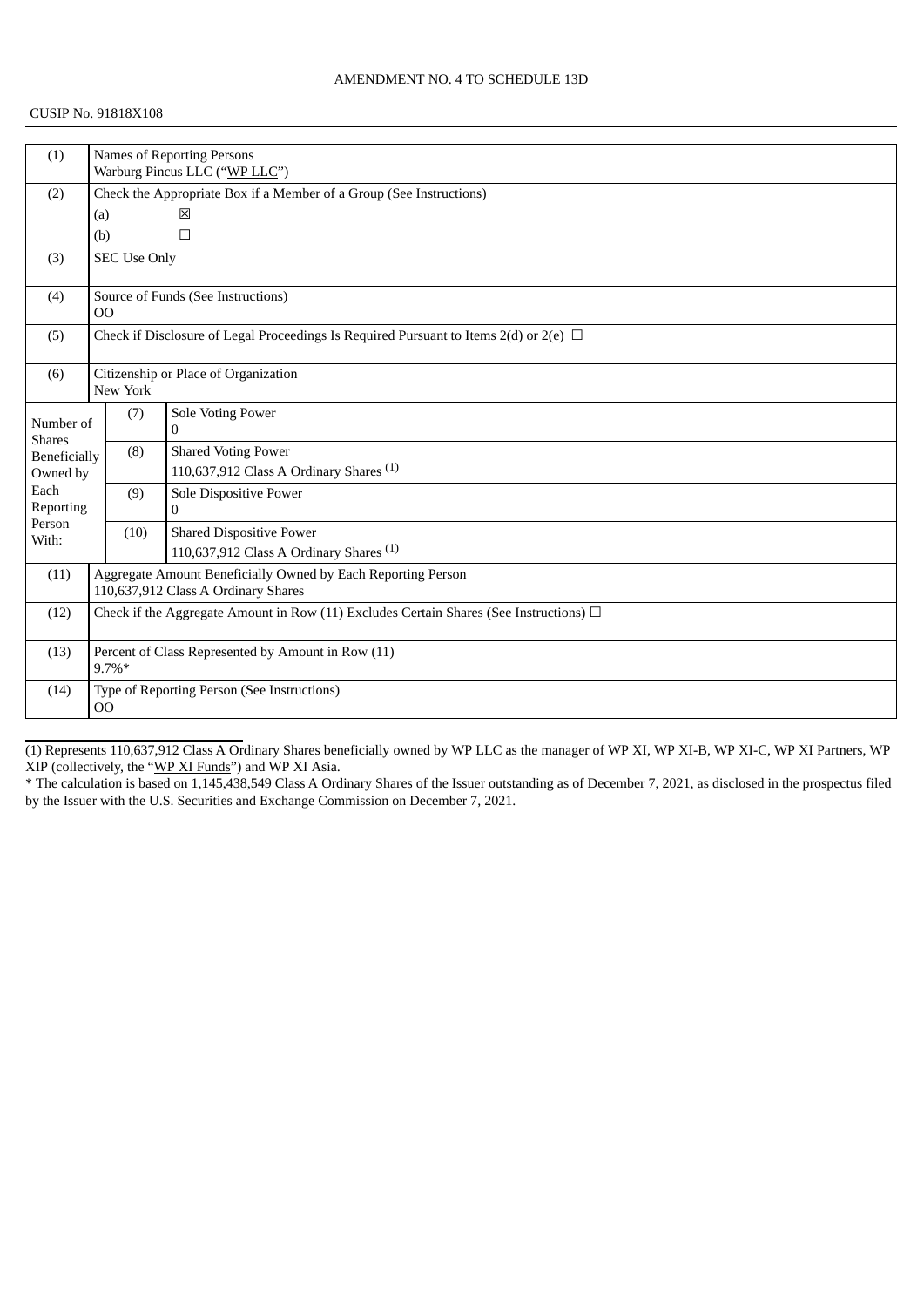AMENDMENT NO. 4 TO SCHEDULE 13D

CUSIP No. 91818X108

| | | | |
|---|---|---|---|
| (1) | Names of Reporting Persons<br>Warburg Pincus LLC ("WP LLC") | | |
| (2) | Check the Appropriate Box if a Member of a Group (See Instructions)<br>(a) ☒<br>(b) ☐ | | |
| (3) | SEC Use Only | | |
| (4) | Source of Funds (See Instructions)<br>OO | | |
| (5) | Check if Disclosure of Legal Proceedings Is Required Pursuant to Items 2(d) or 2(e) ☐ | | |
| (6) | Citizenship or Place of Organization<br>New York | | |
| Number of Shares Beneficially Owned by Each Reporting Person With: | (7) | Sole Voting Power<br>0 | |
| | (8) | Shared Voting Power<br>110,637,912 Class A Ordinary Shares (1) | |
| | (9) | Sole Dispositive Power<br>0 | |
| | (10) | Shared Dispositive Power<br>110,637,912 Class A Ordinary Shares (1) | |
| (11) | Aggregate Amount Beneficially Owned by Each Reporting Person<br>110,637,912 Class A Ordinary Shares | | |
| (12) | Check if the Aggregate Amount in Row (11) Excludes Certain Shares (See Instructions) ☐ | | |
| (13) | Percent of Class Represented by Amount in Row (11)<br>9.7%* | | |
| (14) | Type of Reporting Person (See Instructions)<br>OO | | |

(1) Represents 110,637,912 Class A Ordinary Shares beneficially owned by WP LLC as the manager of WP XI, WP XI-B, WP XI-C, WP XI Partners, WP XIP (collectively, the "WP XI Funds") and WP XI Asia.

\* The calculation is based on 1,145,438,549 Class A Ordinary Shares of the Issuer outstanding as of December 7, 2021, as disclosed in the prospectus filed by the Issuer with the U.S. Securities and Exchange Commission on December 7, 2021.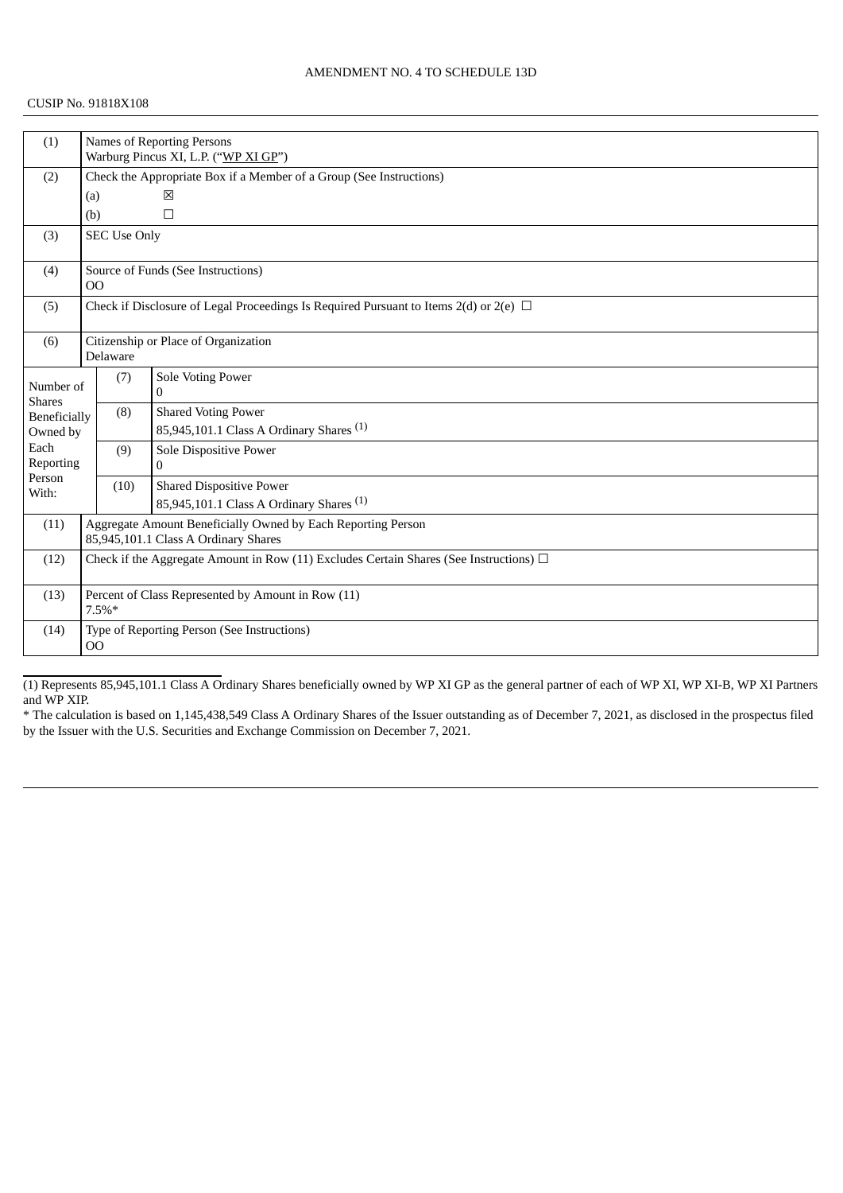AMENDMENT NO. 4 TO SCHEDULE 13D

CUSIP No. 91818X108

| (1) | Names of Reporting Persons<br>Warburg Pincus XI, L.P. ("WP XI GP") | |
|---|---|---|
| (2) | Check the Appropriate Box if a Member of a Group (See Instructions)<br>(a) ☒<br>(b) ☐ | |
| (3) | SEC Use Only | |
| (4) | Source of Funds (See Instructions)<br>OO | |
| (5) | Check if Disclosure of Legal Proceedings Is Required Pursuant to Items 2(d) or 2(e) ☐ | |
| (6) | Citizenship or Place of Organization<br>Delaware | |
| Number of Shares Beneficially Owned by Each Reporting Person With: | (7) | Sole Voting Power<br>0 |
| | (8) | Shared Voting Power<br>85,945,101.1 Class A Ordinary Shares (1) |
| | (9) | Sole Dispositive Power<br>0 |
| | (10) | Shared Dispositive Power<br>85,945,101.1 Class A Ordinary Shares (1) |
| (11) | Aggregate Amount Beneficially Owned by Each Reporting Person<br>85,945,101.1 Class A Ordinary Shares | |
| (12) | Check if the Aggregate Amount in Row (11) Excludes Certain Shares (See Instructions) ☐ | |
| (13) | Percent of Class Represented by Amount in Row (11)<br>7.5%* | |
| (14) | Type of Reporting Person (See Instructions)<br>OO | |

(1) Represents 85,945,101.1 Class A Ordinary Shares beneficially owned by WP XI GP as the general partner of each of WP XI, WP XI-B, WP XI Partners and WP XIP.

* The calculation is based on 1,145,438,549 Class A Ordinary Shares of the Issuer outstanding as of December 7, 2021, as disclosed in the prospectus filed by the Issuer with the U.S. Securities and Exchange Commission on December 7, 2021.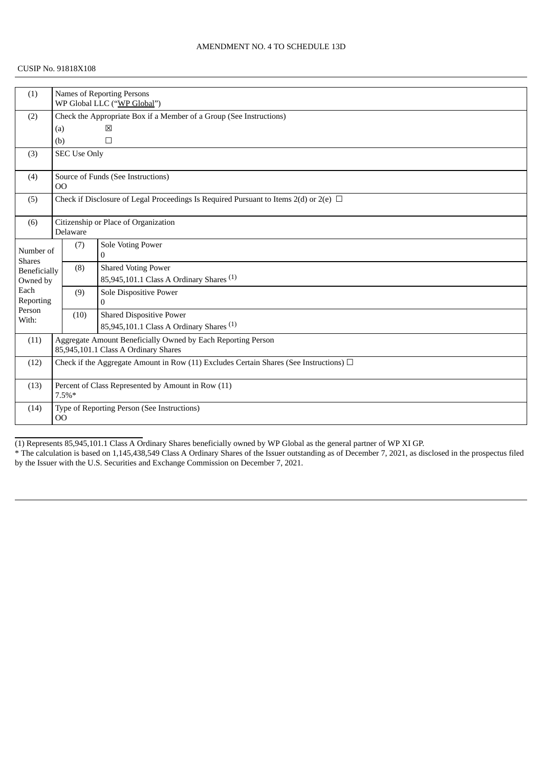AMENDMENT NO. 4 TO SCHEDULE 13D

CUSIP No. 91818X108

| (1) | Names of Reporting Persons<br>WP Global LLC ("WP Global") | | |
|---|---|---|---|
| (2) | Check the Appropriate Box if a Member of a Group (See Instructions)<br>(a) ☒<br>(b) ☐ | | |
| (3) | SEC Use Only | | |
| (4) | Source of Funds (See Instructions)<br>OO | | |
| (5) | Check if Disclosure of Legal Proceedings Is Required Pursuant to Items 2(d) or 2(e) ☐ | | |
| (6) | Citizenship or Place of Organization<br>Delaware | | |
| Number of Shares Beneficially Owned by Each Reporting Person With: | (7) | Sole Voting Power<br>0 | |
| | (8) | Shared Voting Power<br>85,945,101.1 Class A Ordinary Shares (1) | |
| | (9) | Sole Dispositive Power<br>0 | |
| | (10) | Shared Dispositive Power<br>85,945,101.1 Class A Ordinary Shares (1) | |
| (11) | Aggregate Amount Beneficially Owned by Each Reporting Person<br>85,945,101.1 Class A Ordinary Shares | | |
| (12) | Check if the Aggregate Amount in Row (11) Excludes Certain Shares (See Instructions) ☐ | | |
| (13) | Percent of Class Represented by Amount in Row (11)<br>7.5%* | | |
| (14) | Type of Reporting Person (See Instructions)<br>OO | | |

(1) Represents 85,945,101.1 Class A Ordinary Shares beneficially owned by WP Global as the general partner of WP XI GP.

* The calculation is based on 1,145,438,549 Class A Ordinary Shares of the Issuer outstanding as of December 7, 2021, as disclosed in the prospectus filed by the Issuer with the U.S. Securities and Exchange Commission on December 7, 2021.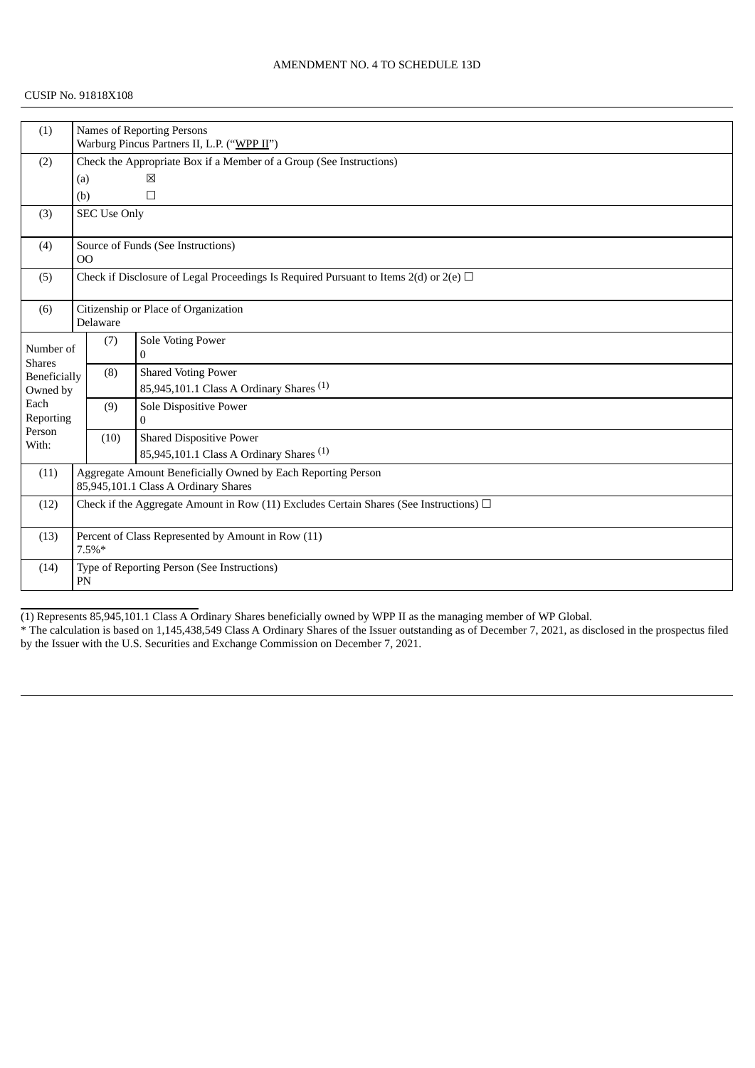AMENDMENT NO. 4 TO SCHEDULE 13D

CUSIP No. 91818X108

| (1) | Names of Reporting Persons<br>Warburg Pincus Partners II, L.P. ("WPP II") | |
|---|---|---|
| (2) | Check the Appropriate Box if a Member of a Group (See Instructions)<br>(a) ☒<br>(b) ☐ | |
| (3) | SEC Use Only | |
| (4) | Source of Funds (See Instructions)<br>OO | |
| (5) | Check if Disclosure of Legal Proceedings Is Required Pursuant to Items 2(d) or 2(e) ☐ | |
| (6) | Citizenship or Place of Organization<br>Delaware | |
| Number of Shares Beneficially Owned by Each Reporting Person With: | (7) | Sole Voting Power<br>0 |
| | (8) | Shared Voting Power<br>85,945,101.1 Class A Ordinary Shares (1) |
| | (9) | Sole Dispositive Power<br>0 |
| | (10) | Shared Dispositive Power<br>85,945,101.1 Class A Ordinary Shares (1) |
| (11) | Aggregate Amount Beneficially Owned by Each Reporting Person<br>85,945,101.1 Class A Ordinary Shares | |
| (12) | Check if the Aggregate Amount in Row (11) Excludes Certain Shares (See Instructions) ☐ | |
| (13) | Percent of Class Represented by Amount in Row (11)<br>7.5%* | |
| (14) | Type of Reporting Person (See Instructions)<br>PN | |

(1) Represents 85,945,101.1 Class A Ordinary Shares beneficially owned by WPP II as the managing member of WP Global.

* The calculation is based on 1,145,438,549 Class A Ordinary Shares of the Issuer outstanding as of December 7, 2021, as disclosed in the prospectus filed by the Issuer with the U.S. Securities and Exchange Commission on December 7, 2021.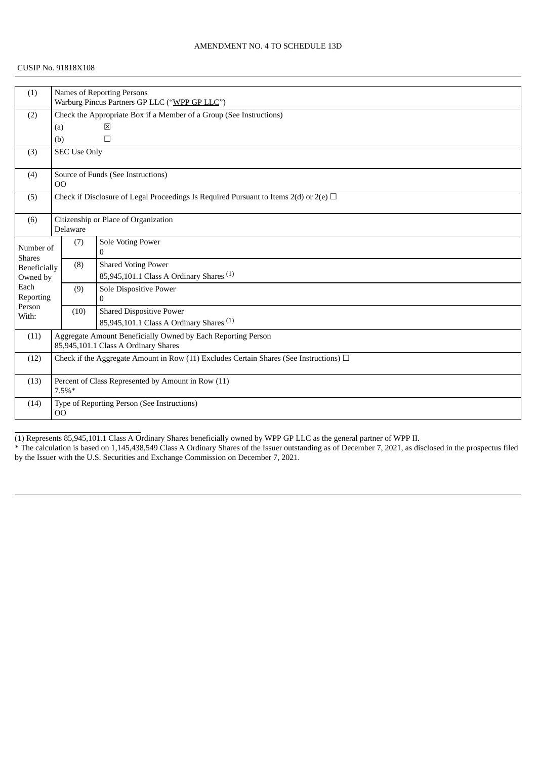AMENDMENT NO. 4 TO SCHEDULE 13D

CUSIP No. 91818X108

| | | |
|---|---|---|
| (1) | Names of Reporting Persons<br>Warburg Pincus Partners GP LLC ("WPP GP LLC") | |
| (2) | Check the Appropriate Box if a Member of a Group (See Instructions)<br>(a) ☒<br>(b) ☐ | |
| (3) | SEC Use Only | |
| (4) | Source of Funds (See Instructions)<br>OO | |
| (5) | Check if Disclosure of Legal Proceedings Is Required Pursuant to Items 2(d) or 2(e) ☐ | |
| (6) | Citizenship or Place of Organization<br>Delaware | |
| Number of Shares Beneficially Owned by Each Reporting Person With: | (7) | Sole Voting Power<br>0 |
| | (8) | Shared Voting Power<br>85,945,101.1 Class A Ordinary Shares [(1)] |
| | (9) | Sole Dispositive Power<br>0 |
| | (10) | Shared Dispositive Power<br>85,945,101.1 Class A Ordinary Shares [(1)] |
| (11) | Aggregate Amount Beneficially Owned by Each Reporting Person<br>85,945,101.1 Class A Ordinary Shares | |
| (12) | Check if the Aggregate Amount in Row (11) Excludes Certain Shares (See Instructions) ☐ | |
| (13) | Percent of Class Represented by Amount in Row (11)<br>7.5%* | |
| (14) | Type of Reporting Person (See Instructions)<br>OO | |

(1) Represents 85,945,101.1 Class A Ordinary Shares beneficially owned by WPP GP LLC as the general partner of WPP II.

* The calculation is based on 1,145,438,549 Class A Ordinary Shares of the Issuer outstanding as of December 7, 2021, as disclosed in the prospectus filed by the Issuer with the U.S. Securities and Exchange Commission on December 7, 2021.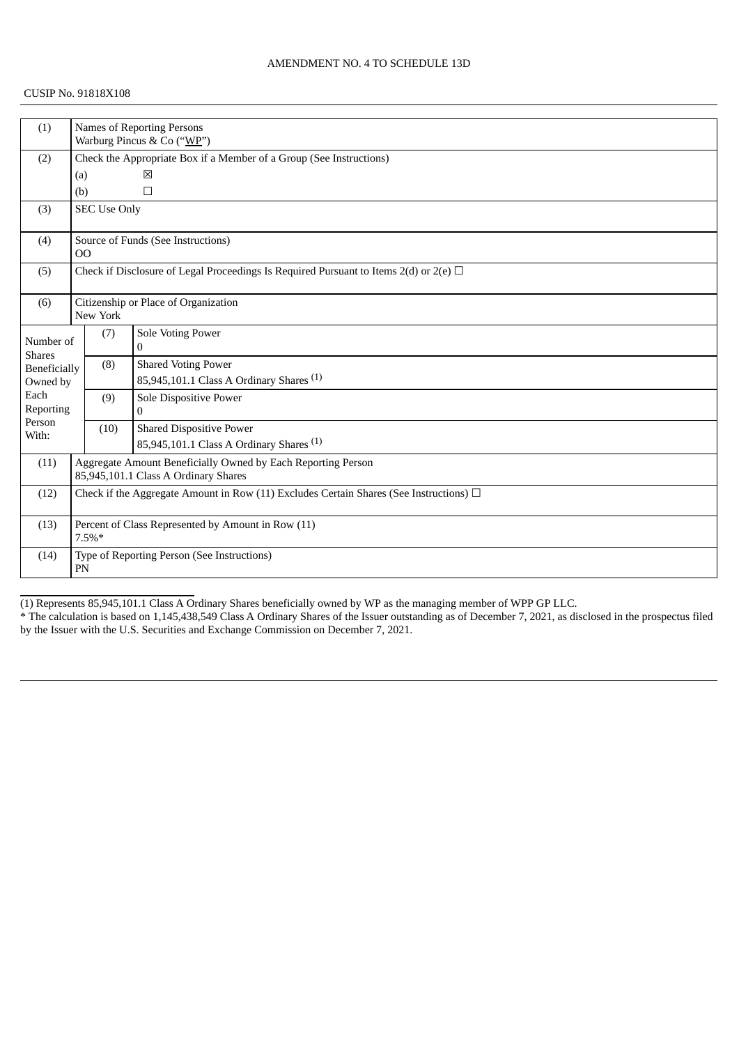AMENDMENT NO. 4 TO SCHEDULE 13D

CUSIP No. 91818X108

| (1) | Names of Reporting Persons<br>Warburg Pincus & Co ("WP") | |
|---|---|---|
| (2) | Check the Appropriate Box if a Member of a Group (See Instructions)<br>(a) ☒<br>(b) ☐ | |
| (3) | SEC Use Only | |
| (4) | Source of Funds (See Instructions)<br>OO | |
| (5) | Check if Disclosure of Legal Proceedings Is Required Pursuant to Items 2(d) or 2(e) ☐ | |
| (6) | Citizenship or Place of Organization<br>New York | |
| Number of Shares Beneficially Owned by Each Reporting Person With: | (7) | Sole Voting Power<br>0 |
| | (8) | Shared Voting Power<br>85,945,101.1 Class A Ordinary Shares (1) |
| | (9) | Sole Dispositive Power<br>0 |
| | (10) | Shared Dispositive Power<br>85,945,101.1 Class A Ordinary Shares (1) |
| (11) | Aggregate Amount Beneficially Owned by Each Reporting Person<br>85,945,101.1 Class A Ordinary Shares | |
| (12) | Check if the Aggregate Amount in Row (11) Excludes Certain Shares (See Instructions) ☐ | |
| (13) | Percent of Class Represented by Amount in Row (11)<br>7.5%* | |
| (14) | Type of Reporting Person (See Instructions)<br>PN | |

(1) Represents 85,945,101.1 Class A Ordinary Shares beneficially owned by WP as the managing member of WPP GP LLC.

* The calculation is based on 1,145,438,549 Class A Ordinary Shares of the Issuer outstanding as of December 7, 2021, as disclosed in the prospectus filed by the Issuer with the U.S. Securities and Exchange Commission on December 7, 2021.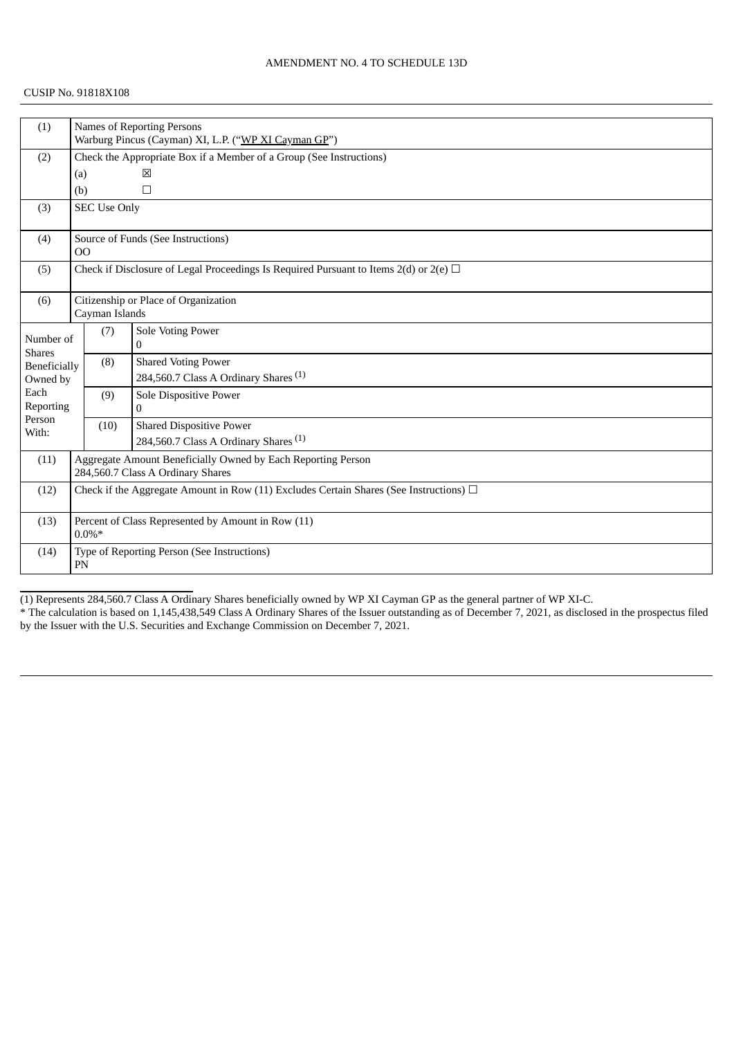AMENDMENT NO. 4 TO SCHEDULE 13D

CUSIP No. 91818X108

| (1) | Names of Reporting Persons<br>Warburg Pincus (Cayman) XI, L.P. ("WP XI Cayman GP") | |
|---|---|---|
| (2) | Check the Appropriate Box if a Member of a Group (See Instructions)<br>(a) ☒<br>(b) ☐ | |
| (3) | SEC Use Only | |
| (4) | Source of Funds (See Instructions)<br>OO | |
| (5) | Check if Disclosure of Legal Proceedings Is Required Pursuant to Items 2(d) or 2(e) ☐ | |
| (6) | Citizenship or Place of Organization<br>Cayman Islands | |
| Number of Shares Beneficially Owned by Each Reporting Person With: | (7) | Sole Voting Power<br>0 |
| | (8) | Shared Voting Power<br>284,560.7 Class A Ordinary Shares (1) |
| | (9) | Sole Dispositive Power<br>0 |
| | (10) | Shared Dispositive Power<br>284,560.7 Class A Ordinary Shares (1) |
| (11) | Aggregate Amount Beneficially Owned by Each Reporting Person<br>284,560.7 Class A Ordinary Shares | |
| (12) | Check if the Aggregate Amount in Row (11) Excludes Certain Shares (See Instructions) ☐ | |
| (13) | Percent of Class Represented by Amount in Row (11)<br>0.0%* | |
| (14) | Type of Reporting Person (See Instructions)<br>PN | |

(1) Represents 284,560.7 Class A Ordinary Shares beneficially owned by WP XI Cayman GP as the general partner of WP XI-C.

* The calculation is based on 1,145,438,549 Class A Ordinary Shares of the Issuer outstanding as of December 7, 2021, as disclosed in the prospectus filed by the Issuer with the U.S. Securities and Exchange Commission on December 7, 2021.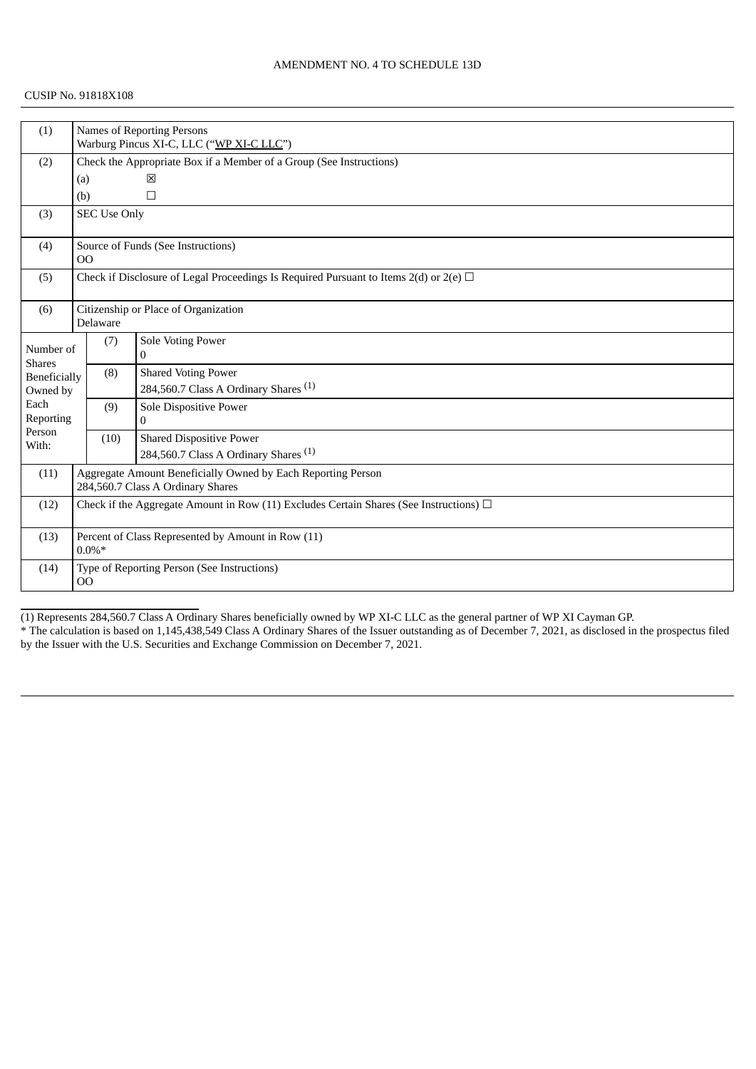AMENDMENT NO. 4 TO SCHEDULE 13D

CUSIP No. 91818X108

| | | | |
|---|---|---|---|
| (1) | Names of Reporting Persons<br>Warburg Pincus XI-C, LLC ("WP XI-C LLC") | | |
| (2) | Check the Appropriate Box if a Member of a Group (See Instructions)<br>(a) ☒<br>(b) ☐ | | |
| (3) | SEC Use Only | | |
| (4) | Source of Funds (See Instructions)<br>OO | | |
| (5) | Check if Disclosure of Legal Proceedings Is Required Pursuant to Items 2(d) or 2(e) ☐ | | |
| (6) | Citizenship or Place of Organization<br>Delaware | | |
| Number of Shares Beneficially Owned by Each Reporting Person With: | (7) | Sole Voting Power<br>0 | |
| | (8) | Shared Voting Power<br>284,560.7 Class A Ordinary Shares (1) | |
| | (9) | Sole Dispositive Power<br>0 | |
| | (10) | Shared Dispositive Power<br>284,560.7 Class A Ordinary Shares (1) | |
| (11) | Aggregate Amount Beneficially Owned by Each Reporting Person<br>284,560.7 Class A Ordinary Shares | | |
| (12) | Check if the Aggregate Amount in Row (11) Excludes Certain Shares (See Instructions) ☐ | | |
| (13) | Percent of Class Represented by Amount in Row (11)<br>0.0%* | | |
| (14) | Type of Reporting Person (See Instructions)<br>OO | | |

(1) Represents 284,560.7 Class A Ordinary Shares beneficially owned by WP XI-C LLC as the general partner of WP XI Cayman GP.

* The calculation is based on 1,145,438,549 Class A Ordinary Shares of the Issuer outstanding as of December 7, 2021, as disclosed in the prospectus filed by the Issuer with the U.S. Securities and Exchange Commission on December 7, 2021.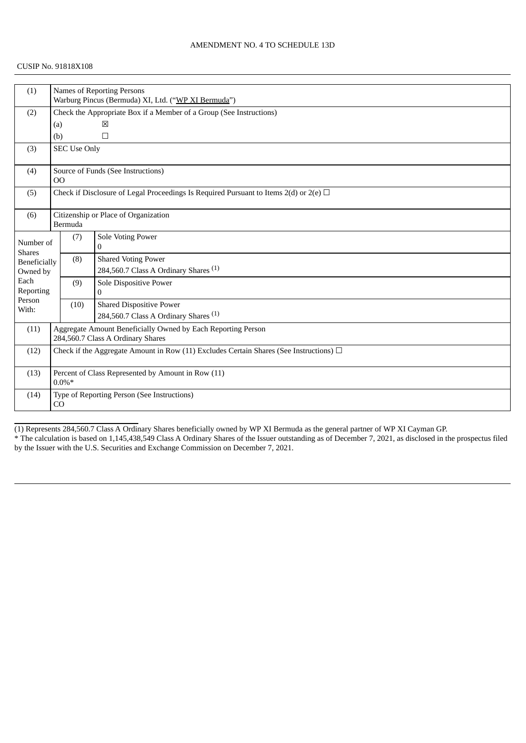AMENDMENT NO. 4 TO SCHEDULE 13D

CUSIP No. 91818X108

| (1) | Names of Reporting Persons<br>Warburg Pincus (Bermuda) XI, Ltd. ("WP XI Bermuda") | |
|---|---|---|
| (2) | Check the Appropriate Box if a Member of a Group (See Instructions)<br>(a) ☒<br>(b) ☐ | |
| (3) | SEC Use Only | |
| (4) | Source of Funds (See Instructions)<br>OO | |
| (5) | Check if Disclosure of Legal Proceedings Is Required Pursuant to Items 2(d) or 2(e) ☐ | |
| (6) | Citizenship or Place of Organization<br>Bermuda | |
| Number of Shares Beneficially Owned by Each Reporting Person With: | (7) | Sole Voting Power<br>0 |
| | (8) | Shared Voting Power<br>284,560.7 Class A Ordinary Shares [(1)] |
| | (9) | Sole Dispositive Power<br>0 |
| | (10) | Shared Dispositive Power<br>284,560.7 Class A Ordinary Shares [(1)] |
| (11) | Aggregate Amount Beneficially Owned by Each Reporting Person<br>284,560.7 Class A Ordinary Shares | |
| (12) | Check if the Aggregate Amount in Row (11) Excludes Certain Shares (See Instructions) ☐ | |
| (13) | Percent of Class Represented by Amount in Row (11)<br>0.0%* | |
| (14) | Type of Reporting Person (See Instructions)<br>CO | |

(1) Represents 284,560.7 Class A Ordinary Shares beneficially owned by WP XI Bermuda as the general partner of WP XI Cayman GP.

* The calculation is based on 1,145,438,549 Class A Ordinary Shares of the Issuer outstanding as of December 7, 2021, as disclosed in the prospectus filed by the Issuer with the U.S. Securities and Exchange Commission on December 7, 2021.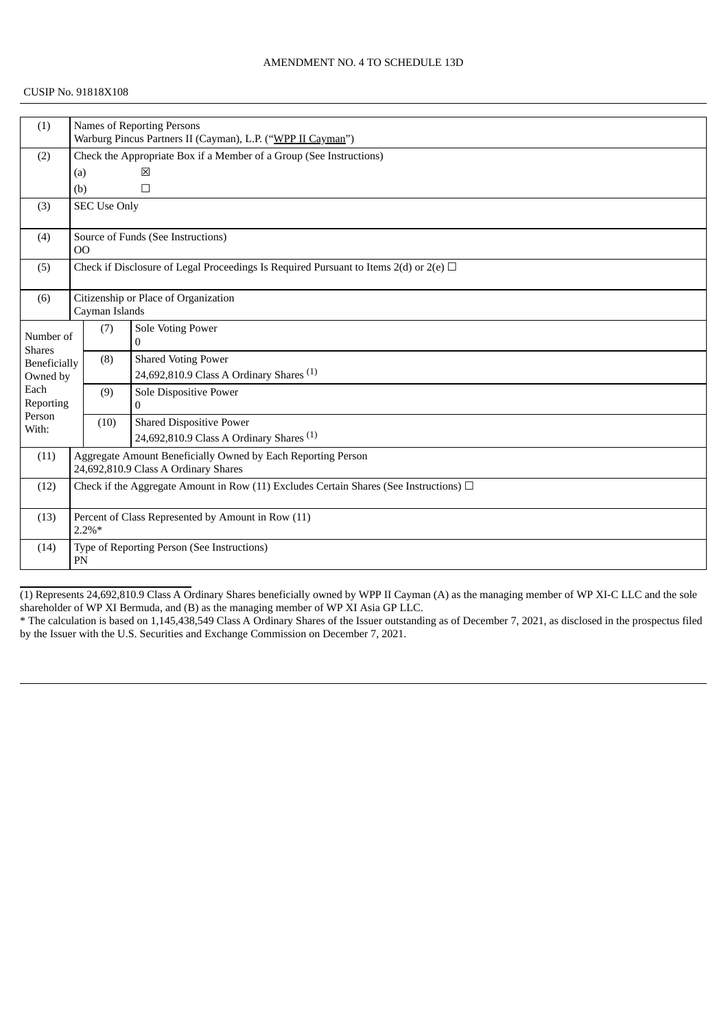AMENDMENT NO. 4 TO SCHEDULE 13D

CUSIP No. 91818X108

| (1) | Names of Reporting Persons<br>Warburg Pincus Partners II (Cayman), L.P. ("WPP II Cayman") | | |
|---|---|---|---|
| (2) | Check the Appropriate Box if a Member of a Group (See Instructions)<br>(a) ☒<br>(b) ☐ | | |
| (3) | SEC Use Only | | |
| (4) | Source of Funds (See Instructions)<br>OO | | |
| (5) | Check if Disclosure of Legal Proceedings Is Required Pursuant to Items 2(d) or 2(e) ☐ | | |
| (6) | Citizenship or Place of Organization<br>Cayman Islands | | |
| Number of Shares Beneficially Owned by Each Reporting Person With: | (7) | Sole Voting Power<br>0 | |
| | (8) | Shared Voting Power<br>24,692,810.9 Class A Ordinary Shares (1) | |
| | (9) | Sole Dispositive Power<br>0 | |
| | (10) | Shared Dispositive Power<br>24,692,810.9 Class A Ordinary Shares (1) | |
| (11) | Aggregate Amount Beneficially Owned by Each Reporting Person<br>24,692,810.9 Class A Ordinary Shares | | |
| (12) | Check if the Aggregate Amount in Row (11) Excludes Certain Shares (See Instructions) ☐ | | |
| (13) | Percent of Class Represented by Amount in Row (11)<br>2.2%* | | |
| (14) | Type of Reporting Person (See Instructions)<br>PN | | |

(1) Represents 24,692,810.9 Class A Ordinary Shares beneficially owned by WPP II Cayman (A) as the managing member of WP XI-C LLC and the sole shareholder of WP XI Bermuda, and (B) as the managing member of WP XI Asia GP LLC.

* The calculation is based on 1,145,438,549 Class A Ordinary Shares of the Issuer outstanding as of December 7, 2021, as disclosed in the prospectus filed by the Issuer with the U.S. Securities and Exchange Commission on December 7, 2021.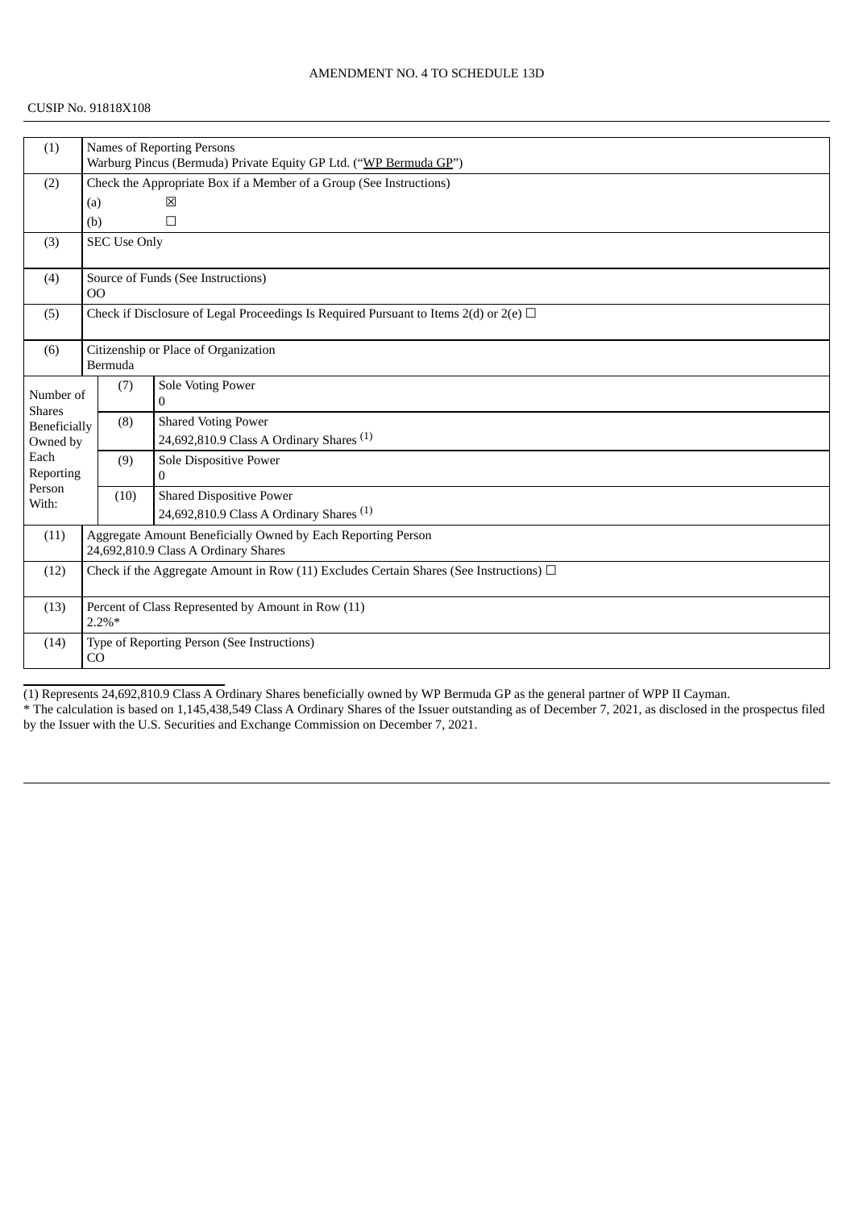AMENDMENT NO. 4 TO SCHEDULE 13D

CUSIP No. 91818X108

| (1) | Names of Reporting Persons<br>Warburg Pincus (Bermuda) Private Equity GP Ltd. ("WP Bermuda GP") | |
|---|---|---|
| (2) | Check the Appropriate Box if a Member of a Group (See Instructions)<br>(a) ☒<br>(b) ☐ | |
| (3) | SEC Use Only | |
| (4) | Source of Funds (See Instructions)<br>OO | |
| (5) | Check if Disclosure of Legal Proceedings Is Required Pursuant to Items 2(d) or 2(e) ☐ | |
| (6) | Citizenship or Place of Organization<br>Bermuda | |
| Number of Shares Beneficially Owned by Each Reporting Person With: | (7) | Sole Voting Power<br>0 |
| | (8) | Shared Voting Power<br>24,692,810.9 Class A Ordinary Shares (1) |
| | (9) | Sole Dispositive Power<br>0 |
| | (10) | Shared Dispositive Power<br>24,692,810.9 Class A Ordinary Shares (1) |
| (11) | Aggregate Amount Beneficially Owned by Each Reporting Person<br>24,692,810.9 Class A Ordinary Shares | |
| (12) | Check if the Aggregate Amount in Row (11) Excludes Certain Shares (See Instructions) ☐ | |
| (13) | Percent of Class Represented by Amount in Row (11)<br>2.2%* | |
| (14) | Type of Reporting Person (See Instructions)<br>CO | |

(1) Represents 24,692,810.9 Class A Ordinary Shares beneficially owned by WP Bermuda GP as the general partner of WPP II Cayman.

* The calculation is based on 1,145,438,549 Class A Ordinary Shares of the Issuer outstanding as of December 7, 2021, as disclosed in the prospectus filed by the Issuer with the U.S. Securities and Exchange Commission on December 7, 2021.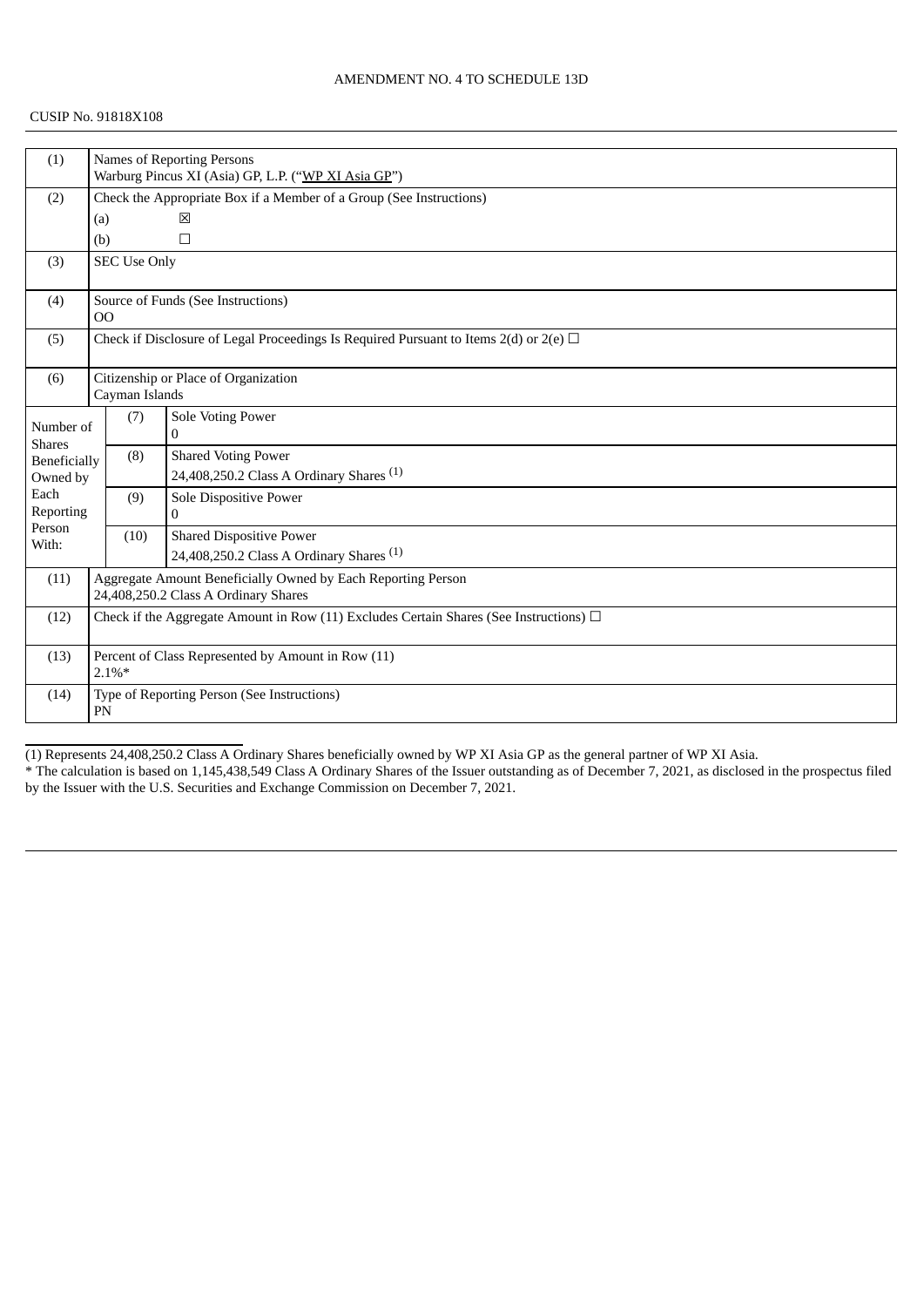AMENDMENT NO. 4 TO SCHEDULE 13D

CUSIP No. 91818X108

| (1) | Names of Reporting Persons<br>Warburg Pincus XI (Asia) GP, L.P. ("WP XI Asia GP") | |
|---|---|---|
| (2) | Check the Appropriate Box if a Member of a Group (See Instructions)<br>(a) ☒<br>(b) ☐ | |
| (3) | SEC Use Only | |
| (4) | Source of Funds (See Instructions)<br>OO | |
| (5) | Check if Disclosure of Legal Proceedings Is Required Pursuant to Items 2(d) or 2(e) ☐ | |
| (6) | Citizenship or Place of Organization<br>Cayman Islands | |
| Number of Shares Beneficially Owned by Each Reporting Person With: | (7) | Sole Voting Power<br>0 |
| | (8) | Shared Voting Power<br>24,408,250.2 Class A Ordinary Shares (1) |
| | (9) | Sole Dispositive Power<br>0 |
| | (10) | Shared Dispositive Power<br>24,408,250.2 Class A Ordinary Shares (1) |
| (11) | Aggregate Amount Beneficially Owned by Each Reporting Person<br>24,408,250.2 Class A Ordinary Shares | |
| (12) | Check if the Aggregate Amount in Row (11) Excludes Certain Shares (See Instructions) ☐ | |
| (13) | Percent of Class Represented by Amount in Row (11)<br>2.1%* | |
| (14) | Type of Reporting Person (See Instructions)<br>PN | |

(1) Represents 24,408,250.2 Class A Ordinary Shares beneficially owned by WP XI Asia GP as the general partner of WP XI Asia.

* The calculation is based on 1,145,438,549 Class A Ordinary Shares of the Issuer outstanding as of December 7, 2021, as disclosed in the prospectus filed by the Issuer with the U.S. Securities and Exchange Commission on December 7, 2021.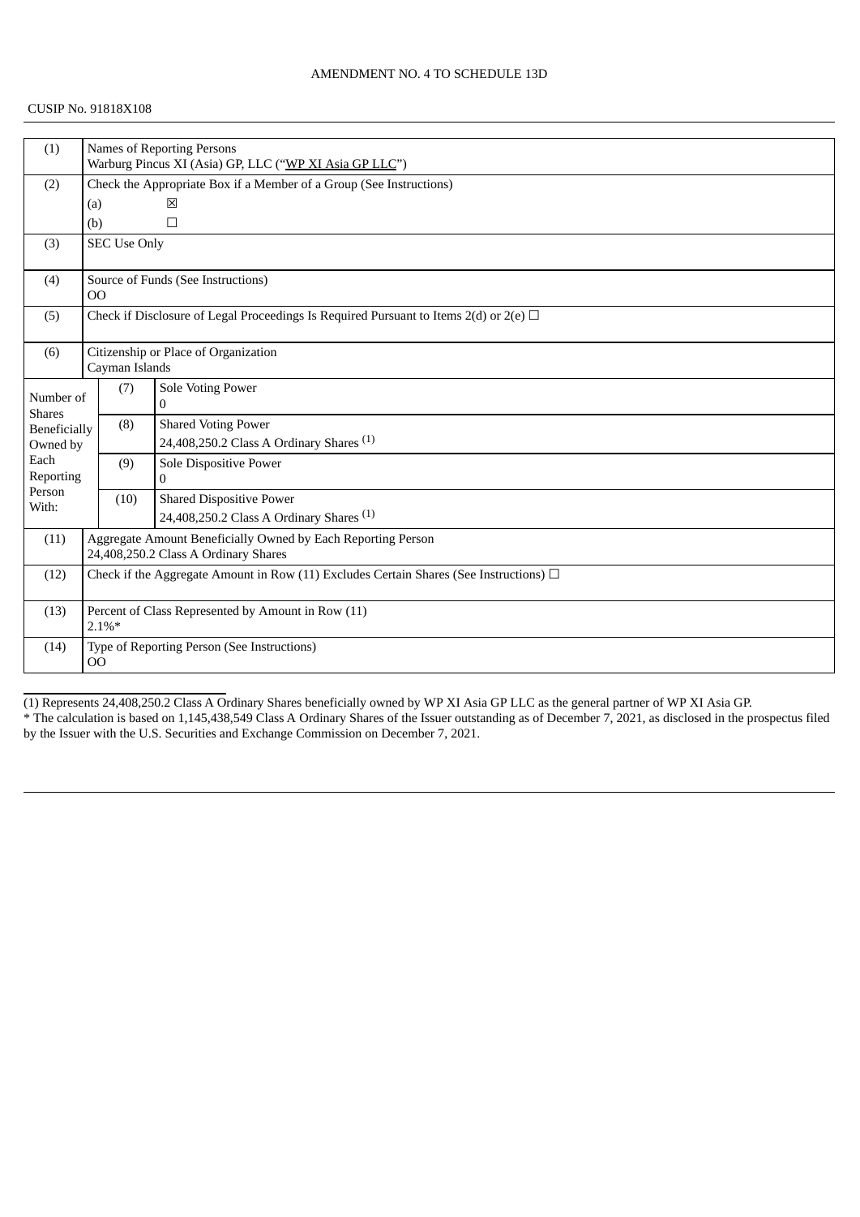AMENDMENT NO. 4 TO SCHEDULE 13D

CUSIP No. 91818X108

| (1) | Names of Reporting Persons<br>Warburg Pincus XI (Asia) GP, LLC ("WP XI Asia GP LLC") | |
|---|---|---|
| (2) | Check the Appropriate Box if a Member of a Group (See Instructions)<br>(a) ☒<br>(b) ☐ | |
| (3) | SEC Use Only | |
| (4) | Source of Funds (See Instructions)<br>OO | |
| (5) | Check if Disclosure of Legal Proceedings Is Required Pursuant to Items 2(d) or 2(e) ☐ | |
| (6) | Citizenship or Place of Organization<br>Cayman Islands | |
| Number of Shares Beneficially Owned by Each Reporting Person With: | (7) | Sole Voting Power<br>0 |
| | (8) | Shared Voting Power<br>24,408,250.2 Class A Ordinary Shares (1) |
| | (9) | Sole Dispositive Power<br>0 |
| | (10) | Shared Dispositive Power<br>24,408,250.2 Class A Ordinary Shares (1) |
| (11) | Aggregate Amount Beneficially Owned by Each Reporting Person<br>24,408,250.2 Class A Ordinary Shares | |
| (12) | Check if the Aggregate Amount in Row (11) Excludes Certain Shares (See Instructions) ☐ | |
| (13) | Percent of Class Represented by Amount in Row (11)<br>2.1%* | |
| (14) | Type of Reporting Person (See Instructions)<br>OO | |

(1) Represents 24,408,250.2 Class A Ordinary Shares beneficially owned by WP XI Asia GP LLC as the general partner of WP XI Asia GP.

* The calculation is based on 1,145,438,549 Class A Ordinary Shares of the Issuer outstanding as of December 7, 2021, as disclosed in the prospectus filed by the Issuer with the U.S. Securities and Exchange Commission on December 7, 2021.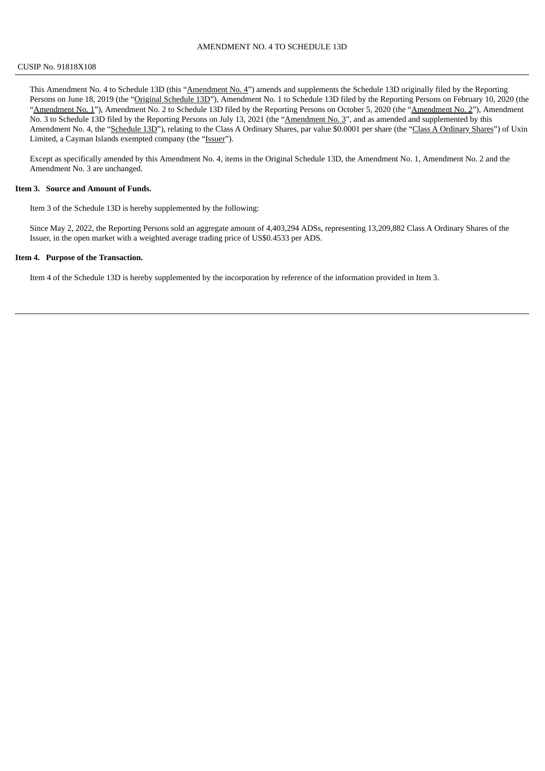AMENDMENT NO. 4 TO SCHEDULE 13D

CUSIP No. 91818X108

This Amendment No. 4 to Schedule 13D (this "Amendment No. 4") amends and supplements the Schedule 13D originally filed by the Reporting Persons on June 18, 2019 (the "Original Schedule 13D"), Amendment No. 1 to Schedule 13D filed by the Reporting Persons on February 10, 2020 (the "Amendment No. 1"), Amendment No. 2 to Schedule 13D filed by the Reporting Persons on October 5, 2020 (the "Amendment No. 2"), Amendment No. 3 to Schedule 13D filed by the Reporting Persons on July 13, 2021 (the "Amendment No. 3", and as amended and supplemented by this Amendment No. 4, the "Schedule 13D"), relating to the Class A Ordinary Shares, par value $0.0001 per share (the "Class A Ordinary Shares") of Uxin Limited, a Cayman Islands exempted company (the "Issuer").

Except as specifically amended by this Amendment No. 4, items in the Original Schedule 13D, the Amendment No. 1, Amendment No. 2 and the Amendment No. 3 are unchanged.

**Item 3. Source and Amount of Funds.**

Item 3 of the Schedule 13D is hereby supplemented by the following:

Since May 2, 2022, the Reporting Persons sold an aggregate amount of 4,403,294 ADSs, representing 13,209,882 Class A Ordinary Shares of the Issuer, in the open market with a weighted average trading price of US$0.4533 per ADS.

**Item 4. Purpose of the Transaction.**

Item 4 of the Schedule 13D is hereby supplemented by the incorporation by reference of the information provided in Item 3.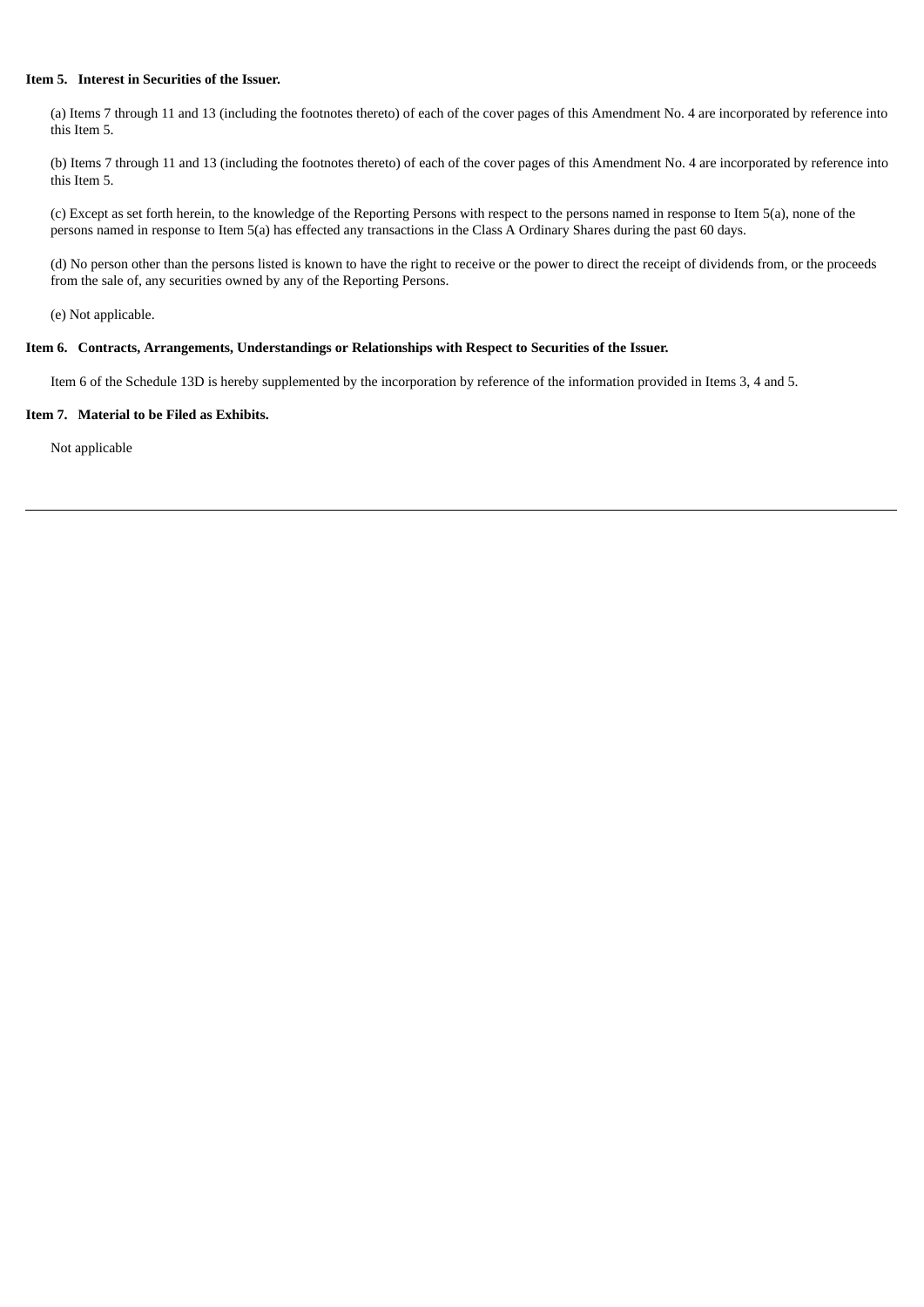**Item 5. Interest in Securities of the Issuer.**

(a) Items 7 through 11 and 13 (including the footnotes thereto) of each of the cover pages of this Amendment No. 4 are incorporated by reference into this Item 5.

(b) Items 7 through 11 and 13 (including the footnotes thereto) of each of the cover pages of this Amendment No. 4 are incorporated by reference into this Item 5.

(c) Except as set forth herein, to the knowledge of the Reporting Persons with respect to the persons named in response to Item 5(a), none of the persons named in response to Item 5(a) has effected any transactions in the Class A Ordinary Shares during the past 60 days.

(d) No person other than the persons listed is known to have the right to receive or the power to direct the receipt of dividends from, or the proceeds from the sale of, any securities owned by any of the Reporting Persons.

(e) Not applicable.

**Item 6. Contracts, Arrangements, Understandings or Relationships with Respect to Securities of the Issuer.**

Item 6 of the Schedule 13D is hereby supplemented by the incorporation by reference of the information provided in Items 3, 4 and 5.

**Item 7. Material to be Filed as Exhibits.**

Not applicable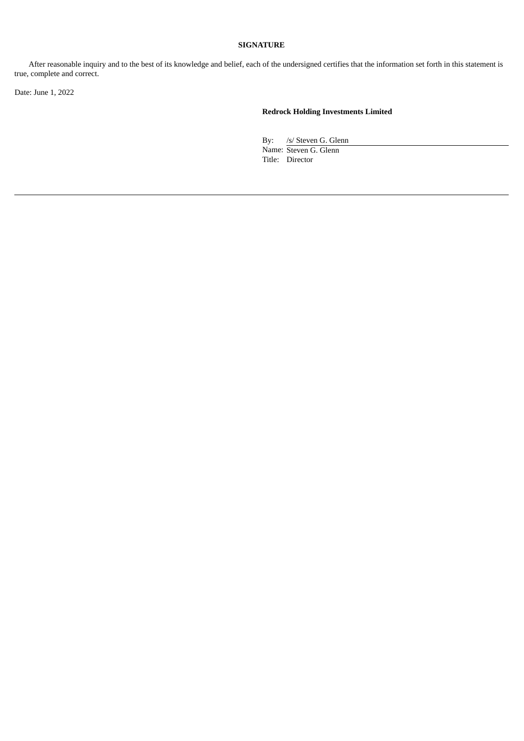**SIGNATURE**

After reasonable inquiry and to the best of its knowledge and belief, each of the undersigned certifies that the information set forth in this statement is true, complete and correct.

Date: June 1, 2022

**Redrock Holding Investments Limited**

By: /s/ Steven G. Glenn
Name: Steven G. Glenn
Title: Director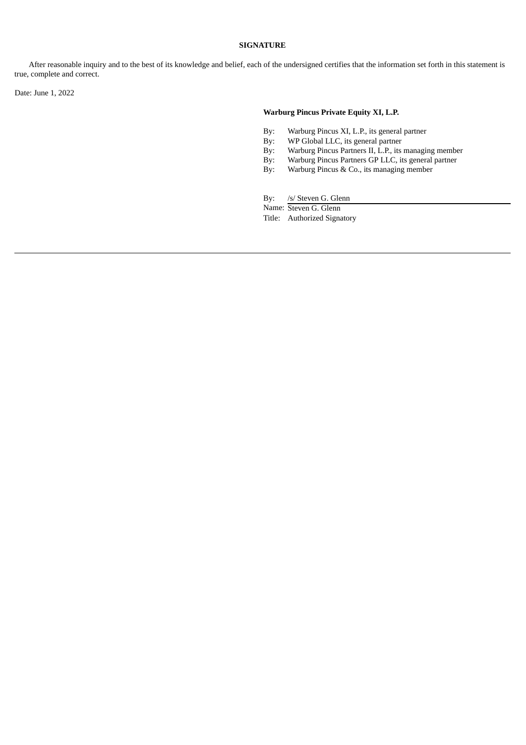**SIGNATURE**

After reasonable inquiry and to the best of its knowledge and belief, each of the undersigned certifies that the information set forth in this statement is true, complete and correct.

Date: June 1, 2022

**Warburg Pincus Private Equity XI, L.P.**

By: Warburg Pincus XI, L.P., its general partner
By: WP Global LLC, its general partner
By: Warburg Pincus Partners II, L.P., its managing member
By: Warburg Pincus Partners GP LLC, its general partner
By: Warburg Pincus & Co., its managing member

By: /s/ Steven G. Glenn
Name: Steven G. Glenn
Title: Authorized Signatory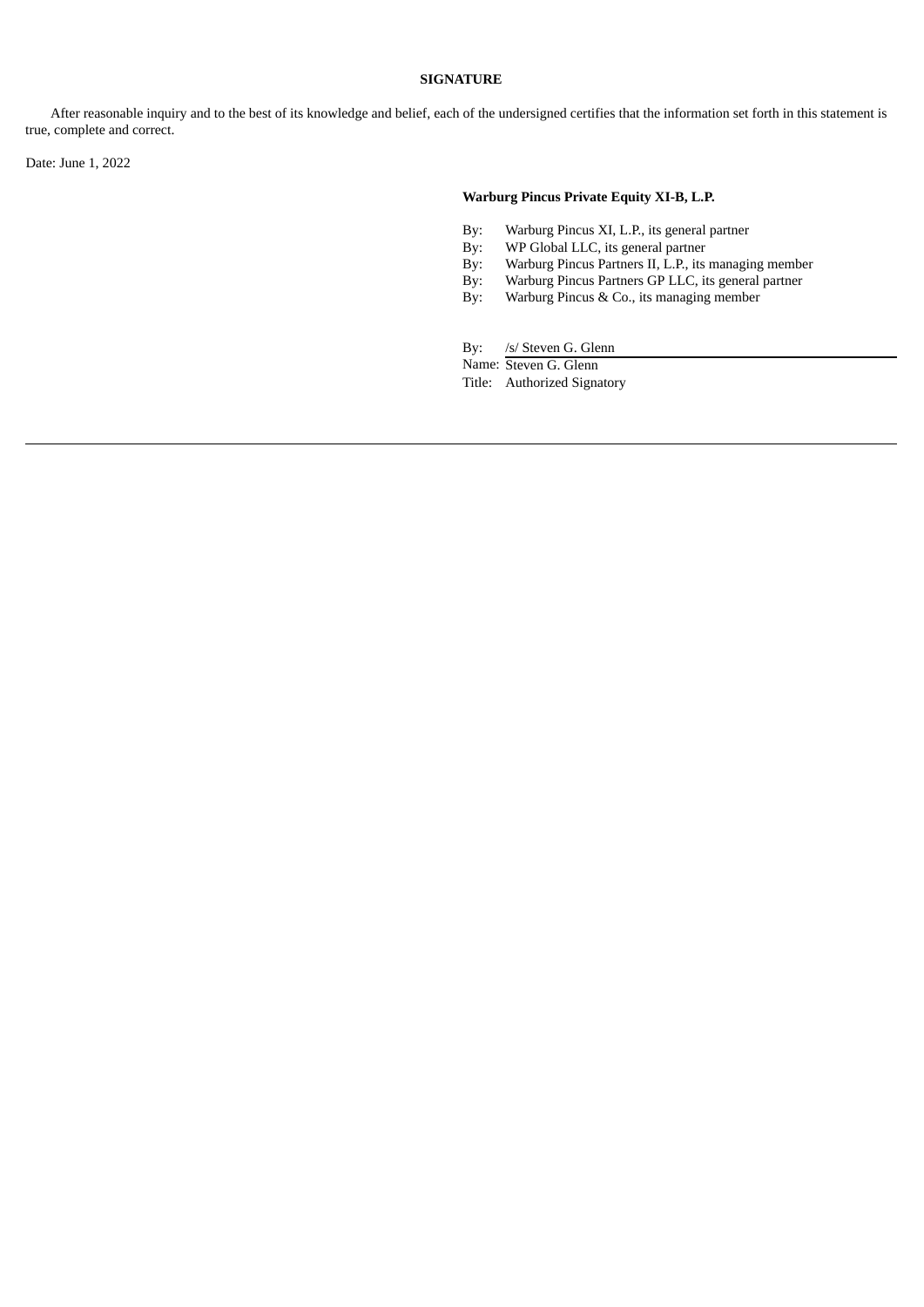**SIGNATURE**

After reasonable inquiry and to the best of its knowledge and belief, each of the undersigned certifies that the information set forth in this statement is true, complete and correct.

Date: June 1, 2022

**Warburg Pincus Private Equity XI-B, L.P.**

By: Warburg Pincus XI, L.P., its general partner
By: WP Global LLC, its general partner
By: Warburg Pincus Partners II, L.P., its managing member
By: Warburg Pincus Partners GP LLC, its general partner
By: Warburg Pincus & Co., its managing member

By: /s/ Steven G. Glenn
Name: Steven G. Glenn
Title: Authorized Signatory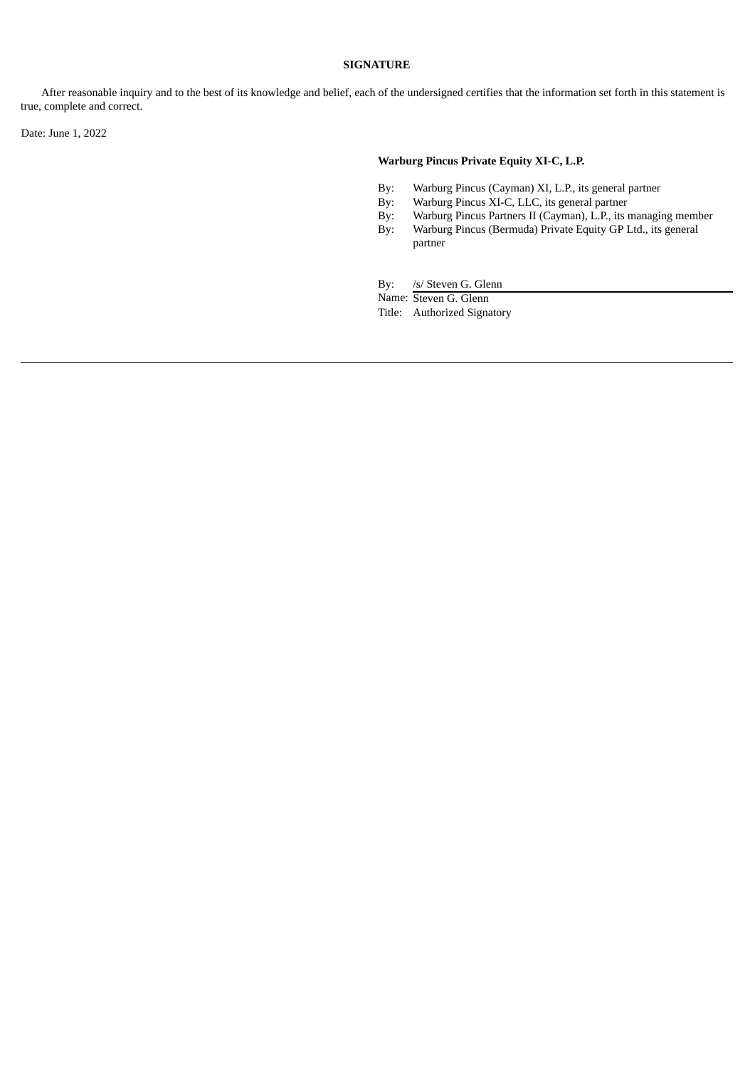**SIGNATURE**

After reasonable inquiry and to the best of its knowledge and belief, each of the undersigned certifies that the information set forth in this statement is true, complete and correct.

Date: June 1, 2022

**Warburg Pincus Private Equity XI-C, L.P.**

By: Warburg Pincus (Cayman) XI, L.P., its general partner
By: Warburg Pincus XI-C, LLC, its general partner
By: Warburg Pincus Partners II (Cayman), L.P., its managing member
By: Warburg Pincus (Bermuda) Private Equity GP Ltd., its general partner

By: /s/ Steven G. Glenn
Name: Steven G. Glenn
Title: Authorized Signatory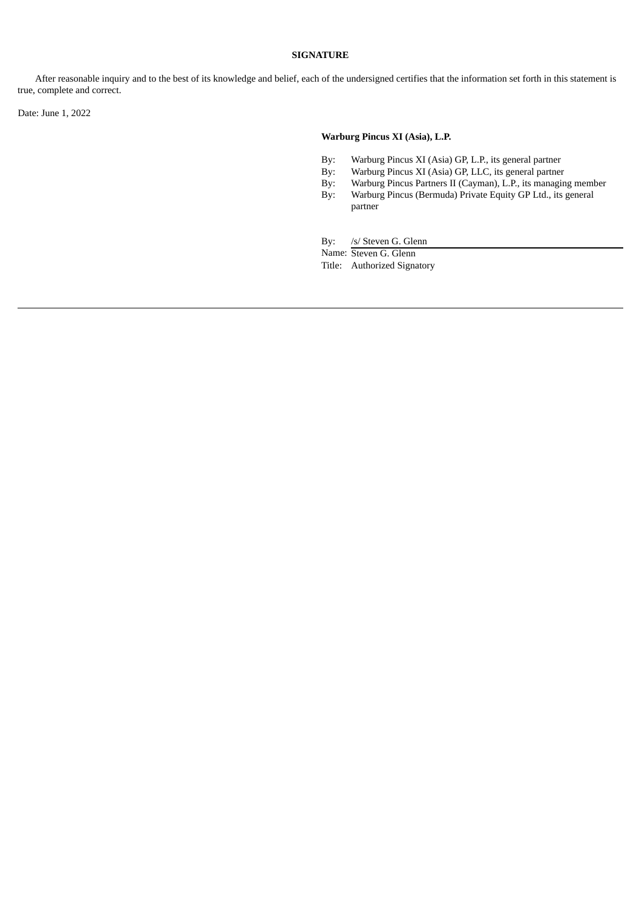**SIGNATURE**

After reasonable inquiry and to the best of its knowledge and belief, each of the undersigned certifies that the information set forth in this statement is true, complete and correct.

Date: June 1, 2022

**Warburg Pincus XI (Asia), L.P.**

By: Warburg Pincus XI (Asia) GP, L.P., its general partner
By: Warburg Pincus XI (Asia) GP, LLC, its general partner
By: Warburg Pincus Partners II (Cayman), L.P., its managing member
By: Warburg Pincus (Bermuda) Private Equity GP Ltd., its general partner

By: /s/ Steven G. Glenn
Name: Steven G. Glenn
Title: Authorized Signatory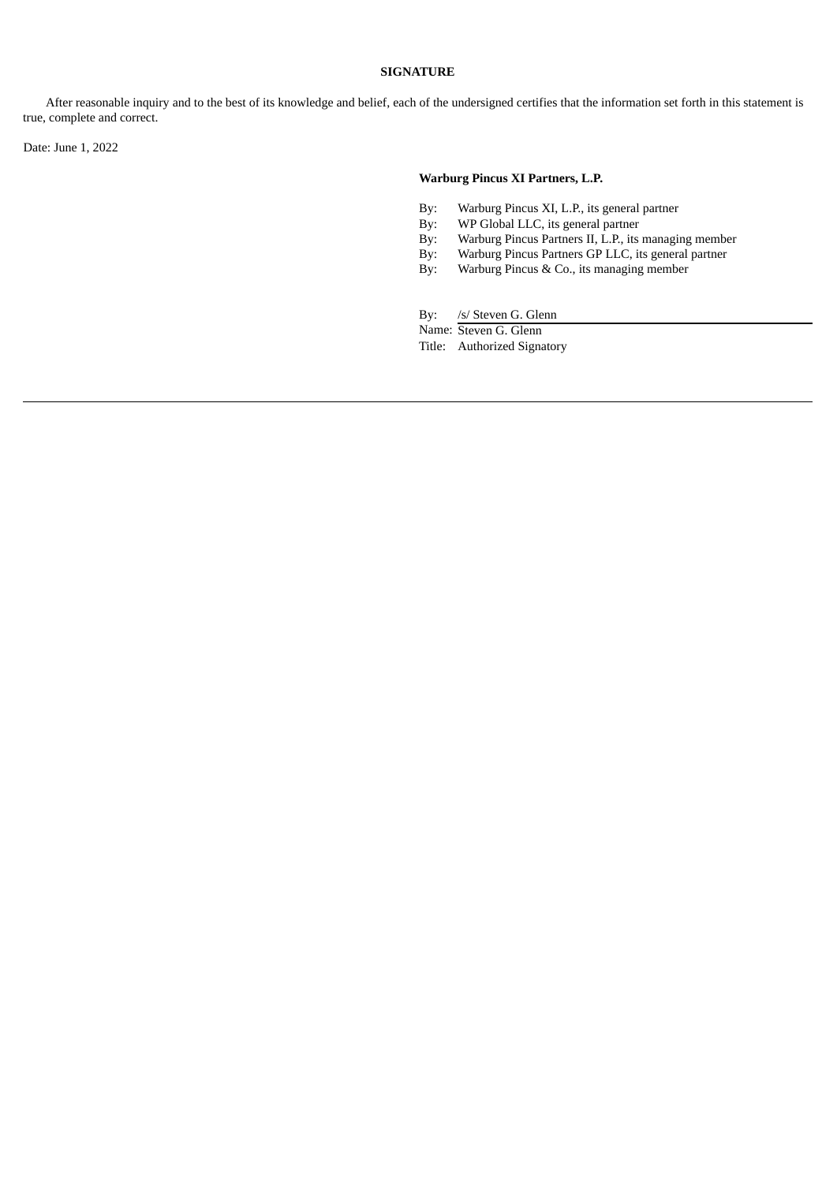**SIGNATURE**

After reasonable inquiry and to the best of its knowledge and belief, each of the undersigned certifies that the information set forth in this statement is true, complete and correct.

Date: June 1, 2022

**Warburg Pincus XI Partners, L.P.**

By: Warburg Pincus XI, L.P., its general partner
By: WP Global LLC, its general partner
By: Warburg Pincus Partners II, L.P., its managing member
By: Warburg Pincus Partners GP LLC, its general partner
By: Warburg Pincus & Co., its managing member

By: /s/ Steven G. Glenn
Name: Steven G. Glenn
Title: Authorized Signatory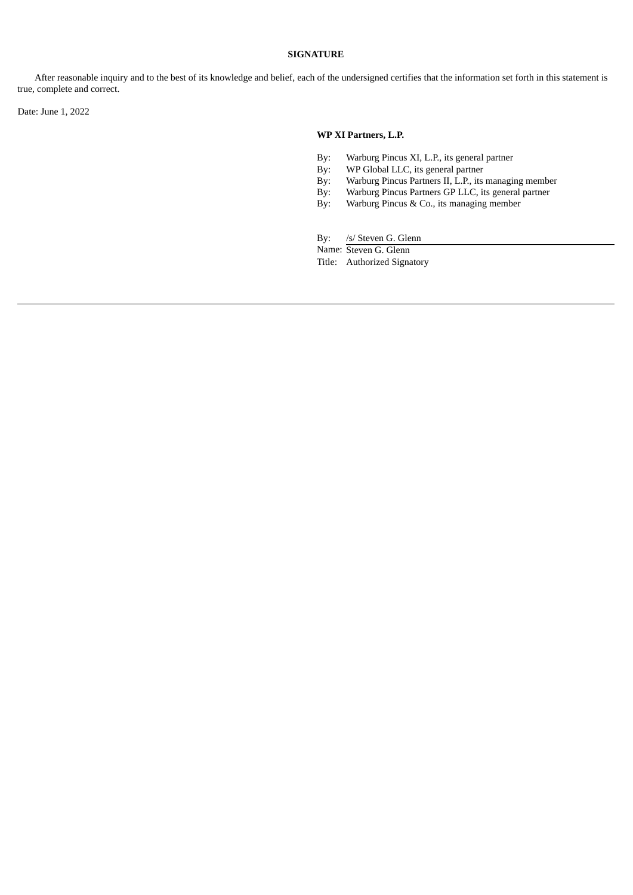**SIGNATURE**

After reasonable inquiry and to the best of its knowledge and belief, each of the undersigned certifies that the information set forth in this statement is true, complete and correct.

Date: June 1, 2022

**WP XI Partners, L.P.**

By: Warburg Pincus XI, L.P., its general partner
By: WP Global LLC, its general partner
By: Warburg Pincus Partners II, L.P., its managing member
By: Warburg Pincus Partners GP LLC, its general partner
By: Warburg Pincus & Co., its managing member

By: /s/ Steven G. Glenn
Name: Steven G. Glenn
Title: Authorized Signatory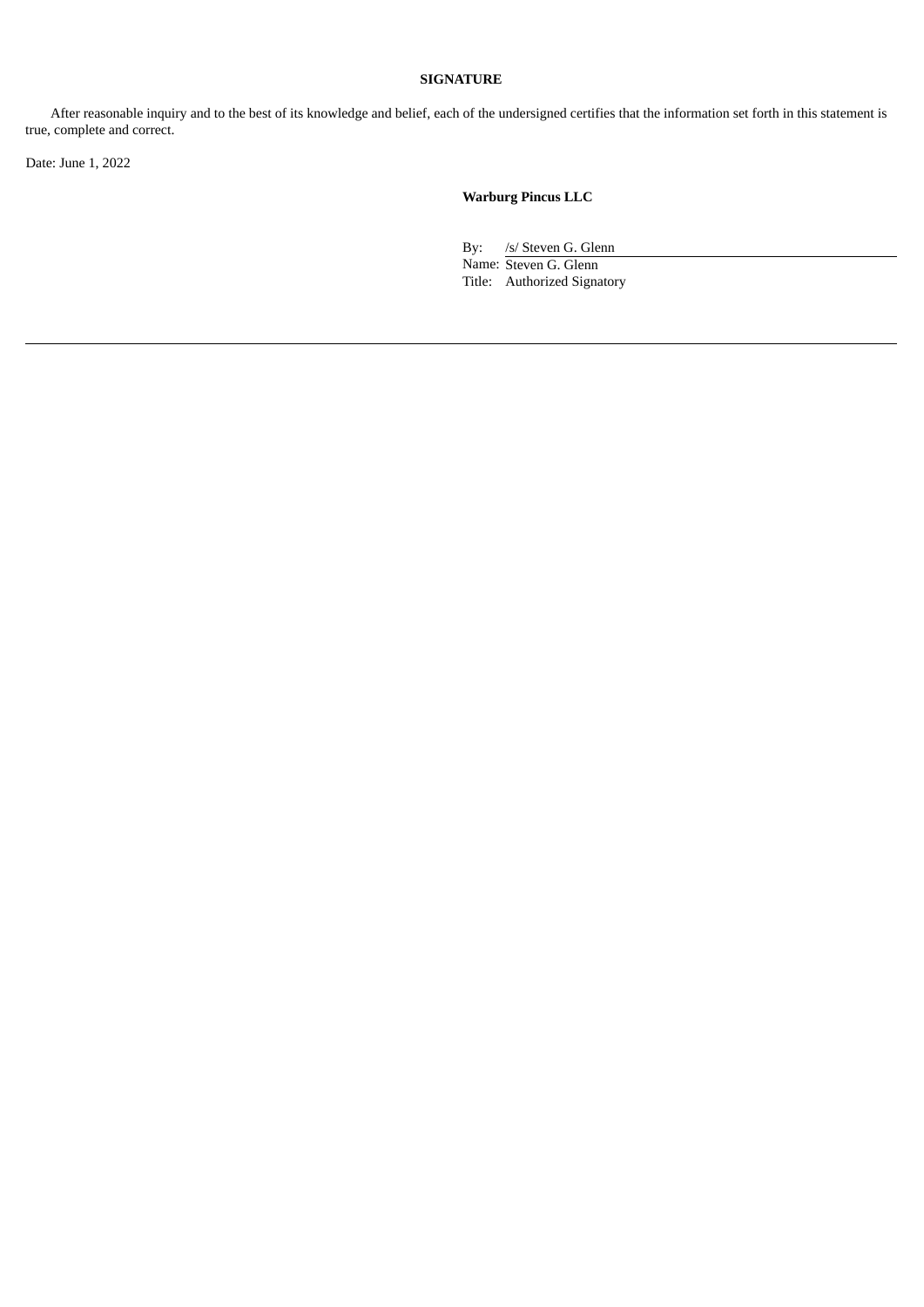**SIGNATURE**

After reasonable inquiry and to the best of its knowledge and belief, each of the undersigned certifies that the information set forth in this statement is true, complete and correct.

Date: June 1, 2022

**Warburg Pincus LLC**

By: /s/ Steven G. Glenn
Name: Steven G. Glenn
Title: Authorized Signatory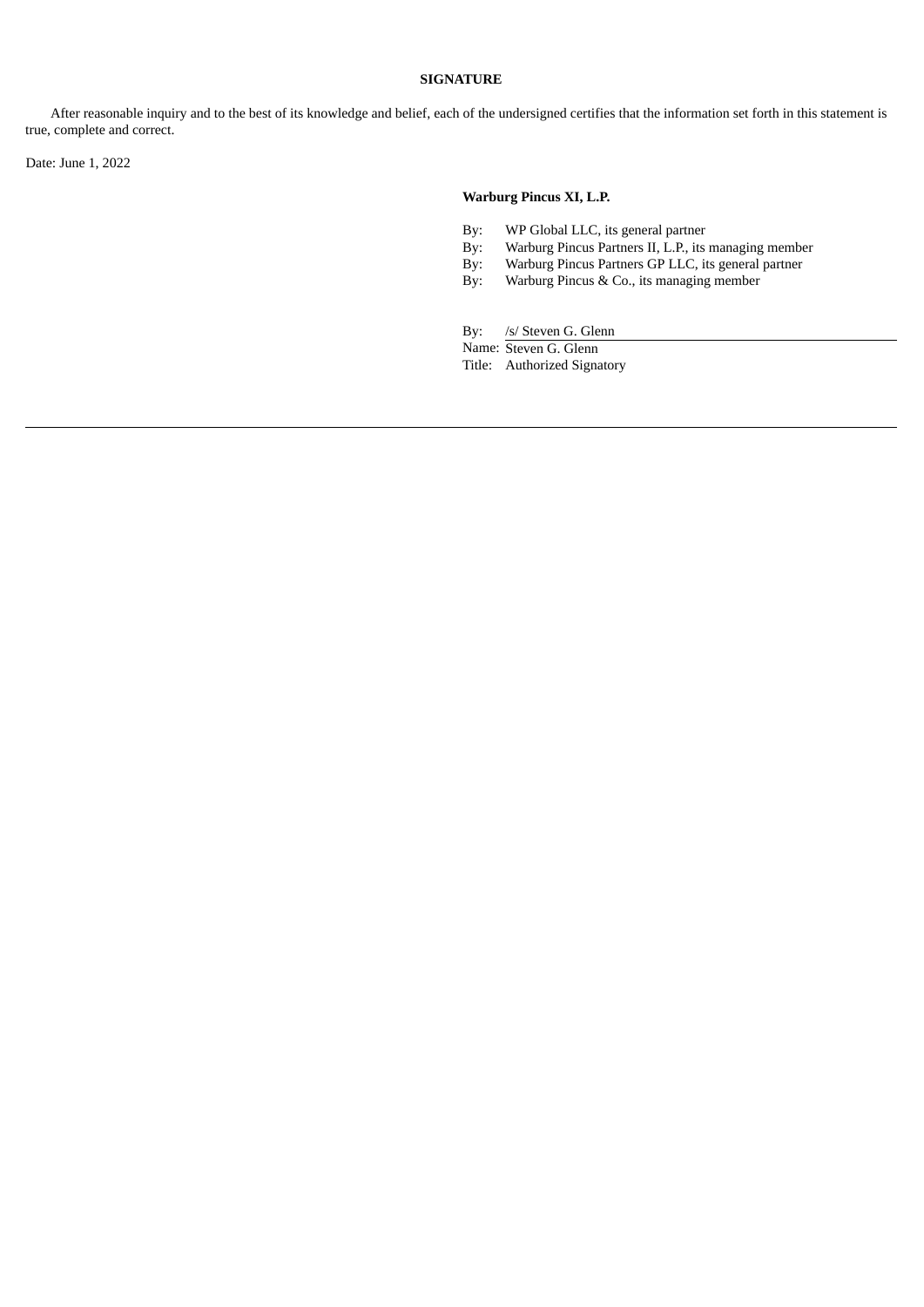**SIGNATURE**

After reasonable inquiry and to the best of its knowledge and belief, each of the undersigned certifies that the information set forth in this statement is true, complete and correct.

Date: June 1, 2022

**Warburg Pincus XI, L.P.**

By: WP Global LLC, its general partner
By: Warburg Pincus Partners II, L.P., its managing member
By: Warburg Pincus Partners GP LLC, its general partner
By: Warburg Pincus & Co., its managing member

By: /s/ Steven G. Glenn
Name: Steven G. Glenn
Title: Authorized Signatory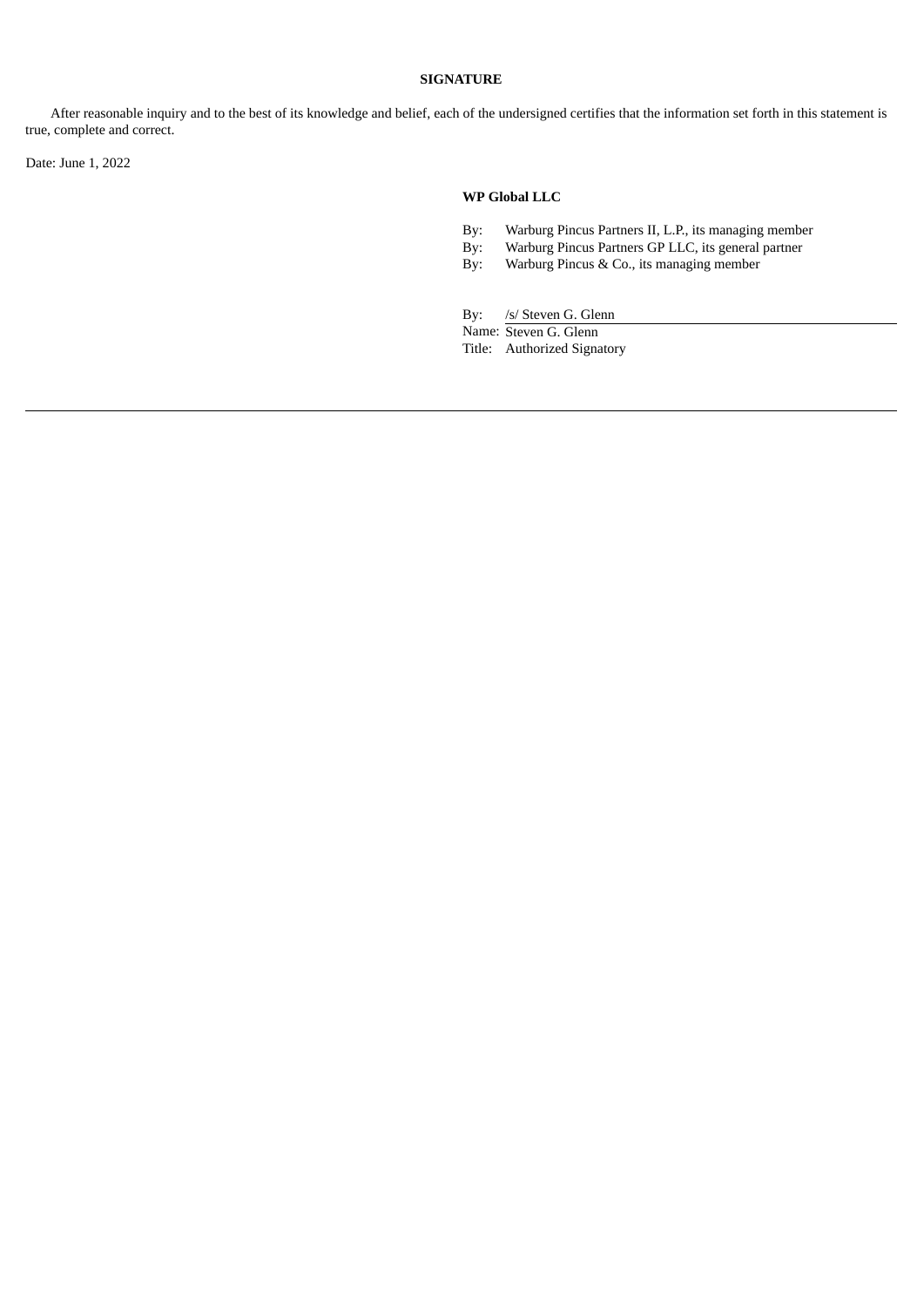**SIGNATURE**

After reasonable inquiry and to the best of its knowledge and belief, each of the undersigned certifies that the information set forth in this statement is true, complete and correct.

Date: June 1, 2022

**WP Global LLC**

By: Warburg Pincus Partners II, L.P., its managing member
By: Warburg Pincus Partners GP LLC, its general partner
By: Warburg Pincus & Co., its managing member

By: /s/ Steven G. Glenn
Name: Steven G. Glenn
Title: Authorized Signatory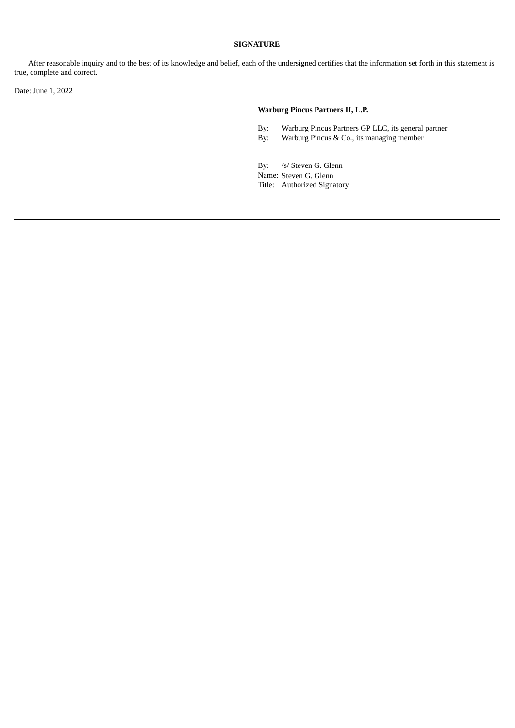**SIGNATURE**

After reasonable inquiry and to the best of its knowledge and belief, each of the undersigned certifies that the information set forth in this statement is true, complete and correct.

Date: June 1, 2022

**Warburg Pincus Partners II, L.P.**

By: Warburg Pincus Partners GP LLC, its general partner
By: Warburg Pincus & Co., its managing member

By: /s/ Steven G. Glenn
Name: Steven G. Glenn
Title: Authorized Signatory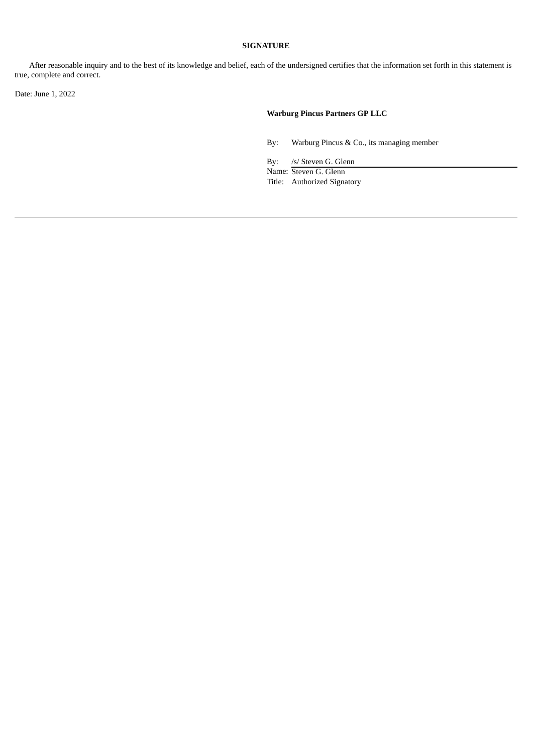**SIGNATURE**

After reasonable inquiry and to the best of its knowledge and belief, each of the undersigned certifies that the information set forth in this statement is true, complete and correct.

Date: June 1, 2022

**Warburg Pincus Partners GP LLC**

By: Warburg Pincus & Co., its managing member

By: /s/ Steven G. Glenn
Name: Steven G. Glenn
Title: Authorized Signatory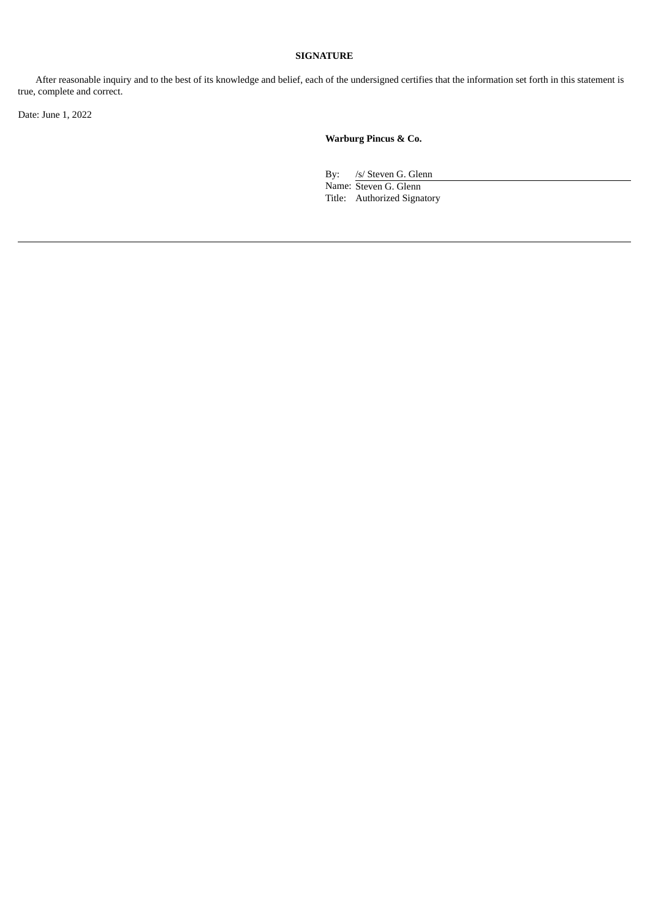**SIGNATURE**

After reasonable inquiry and to the best of its knowledge and belief, each of the undersigned certifies that the information set forth in this statement is true, complete and correct.

Date: June 1, 2022

**Warburg Pincus & Co.**

By: /s/ Steven G. Glenn
Name: Steven G. Glenn
Title: Authorized Signatory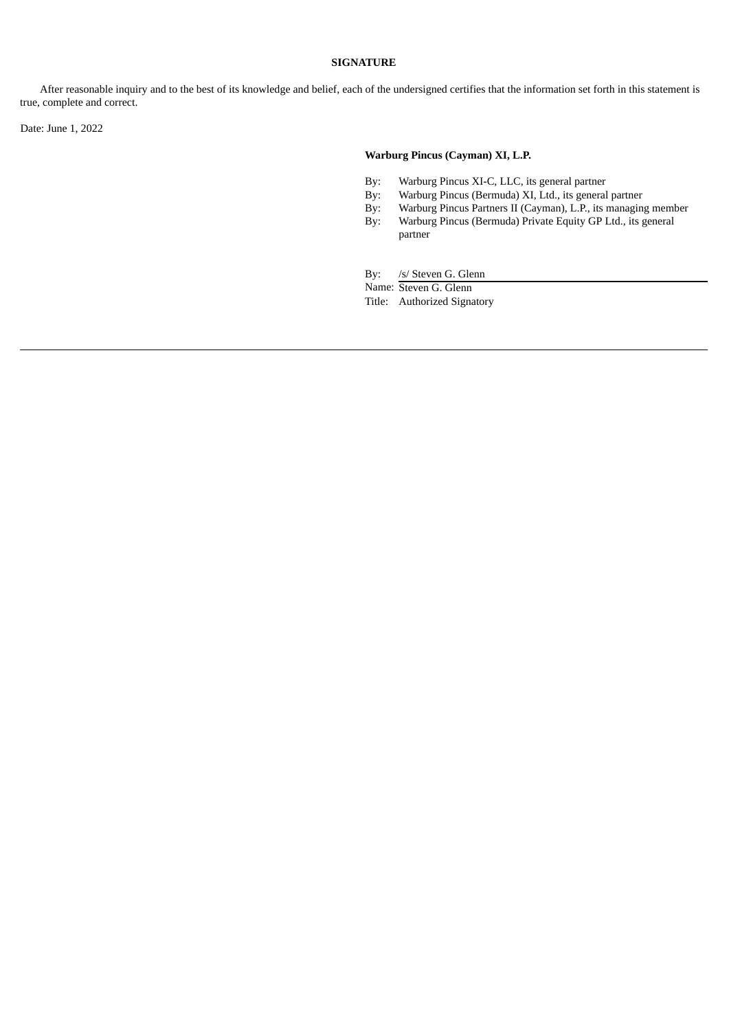**SIGNATURE**

After reasonable inquiry and to the best of its knowledge and belief, each of the undersigned certifies that the information set forth in this statement is true, complete and correct.

Date: June 1, 2022

**Warburg Pincus (Cayman) XI, L.P.**

By: Warburg Pincus XI-C, LLC, its general partner
By: Warburg Pincus (Bermuda) XI, Ltd., its general partner
By: Warburg Pincus Partners II (Cayman), L.P., its managing member
By: Warburg Pincus (Bermuda) Private Equity GP Ltd., its general partner

By: /s/ Steven G. Glenn
Name: Steven G. Glenn
Title: Authorized Signatory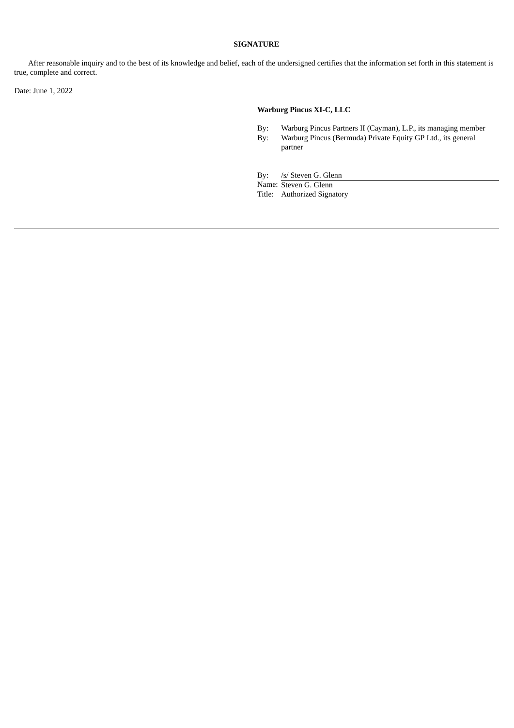**SIGNATURE**

After reasonable inquiry and to the best of its knowledge and belief, each of the undersigned certifies that the information set forth in this statement is true, complete and correct.

Date: June 1, 2022

**Warburg Pincus XI-C, LLC**

By: Warburg Pincus Partners II (Cayman), L.P., its managing member
By: Warburg Pincus (Bermuda) Private Equity GP Ltd., its general partner

By: /s/ Steven G. Glenn
Name: Steven G. Glenn
Title: Authorized Signatory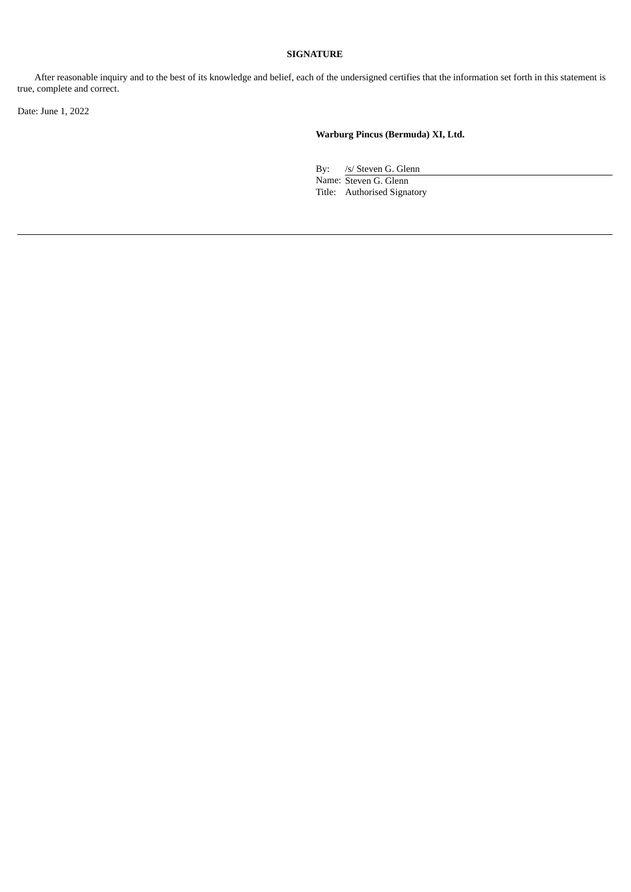**SIGNATURE**

After reasonable inquiry and to the best of its knowledge and belief, each of the undersigned certifies that the information set forth in this statement is true, complete and correct.

Date: June 1, 2022

**Warburg Pincus (Bermuda) XI, Ltd.**

By: /s/ Steven G. Glenn
Name: Steven G. Glenn
Title: Authorised Signatory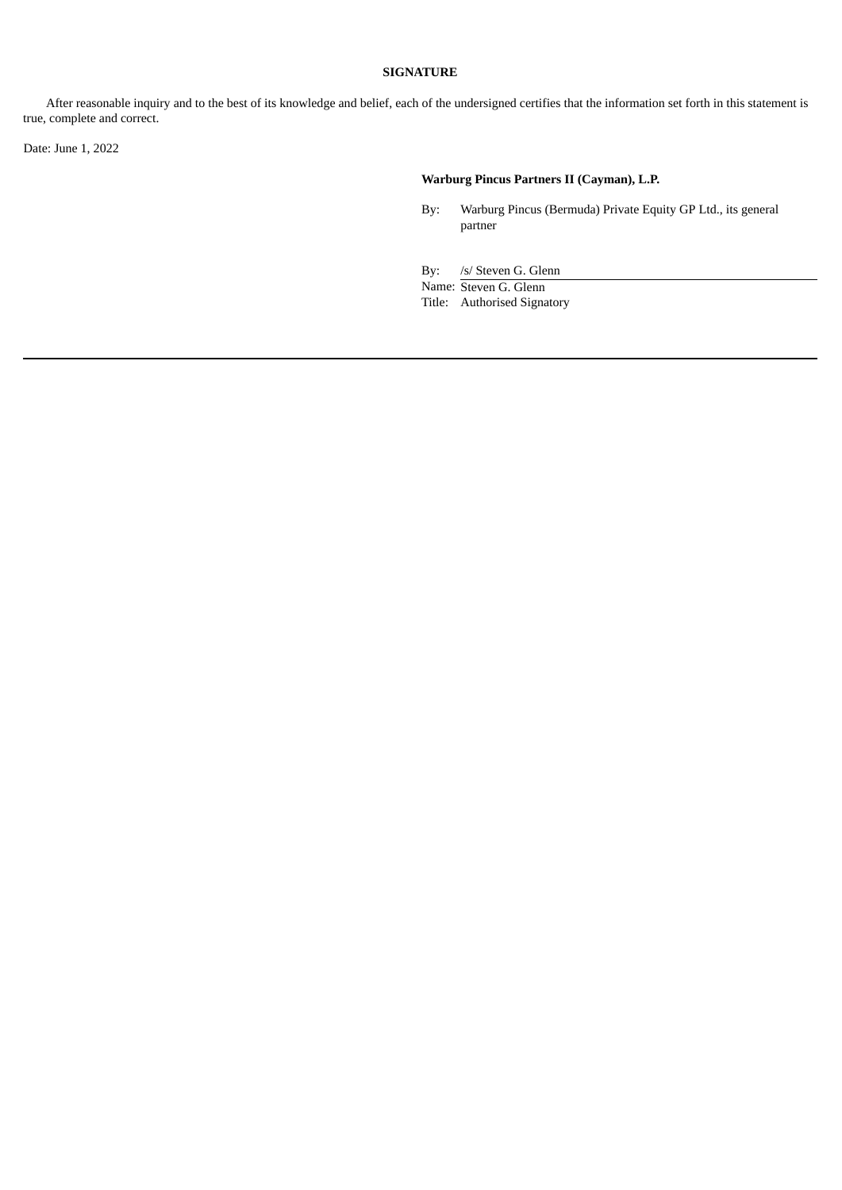**SIGNATURE**

After reasonable inquiry and to the best of its knowledge and belief, each of the undersigned certifies that the information set forth in this statement is true, complete and correct.

Date: June 1, 2022

**Warburg Pincus Partners II (Cayman), L.P.**

By: Warburg Pincus (Bermuda) Private Equity GP Ltd., its general partner

By: /s/ Steven G. Glenn
Name: Steven G. Glenn
Title: Authorised Signatory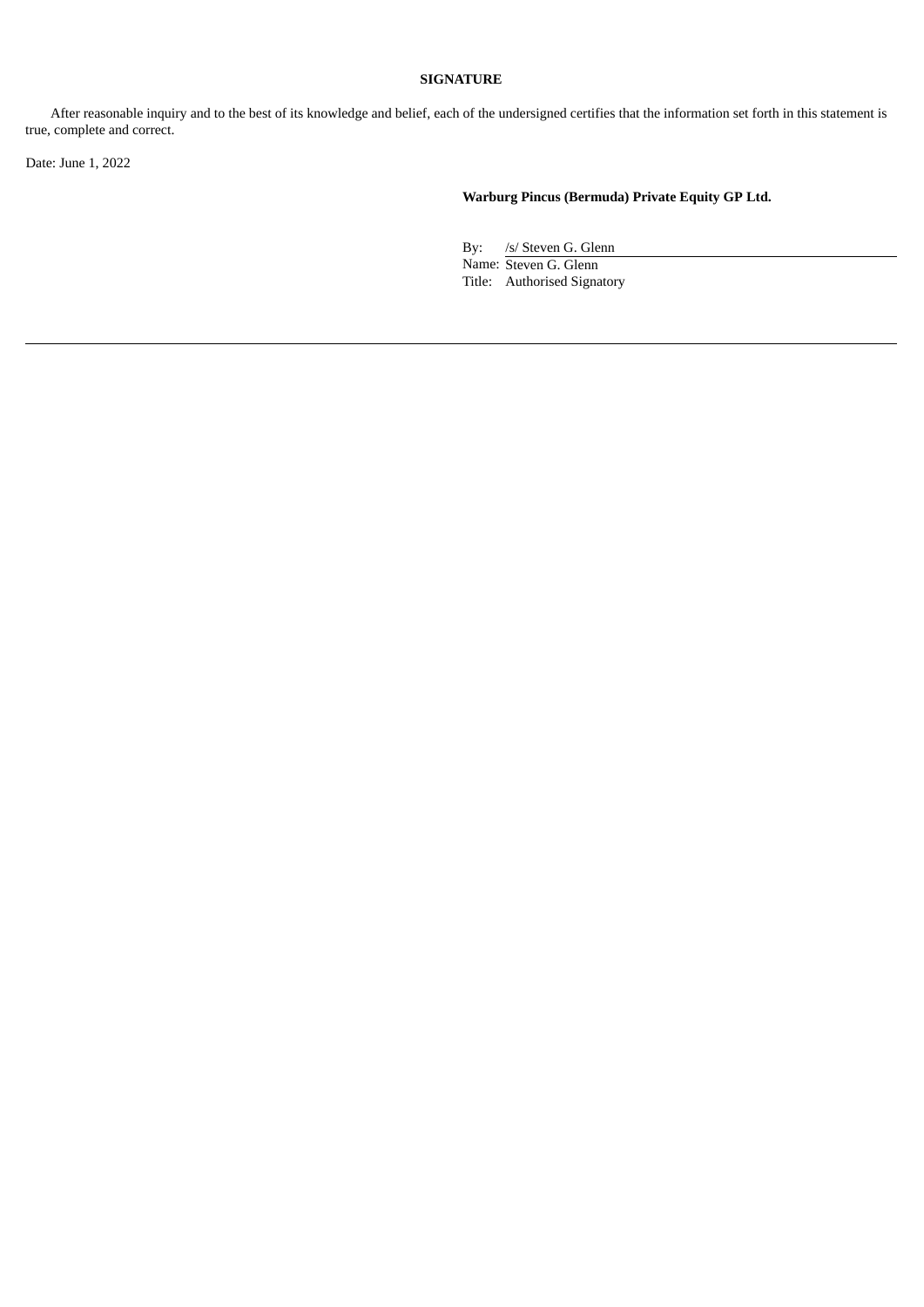**SIGNATURE**

After reasonable inquiry and to the best of its knowledge and belief, each of the undersigned certifies that the information set forth in this statement is true, complete and correct.

Date: June 1, 2022

**Warburg Pincus (Bermuda) Private Equity GP Ltd.**

By: /s/ Steven G. Glenn
Name: Steven G. Glenn
Title: Authorised Signatory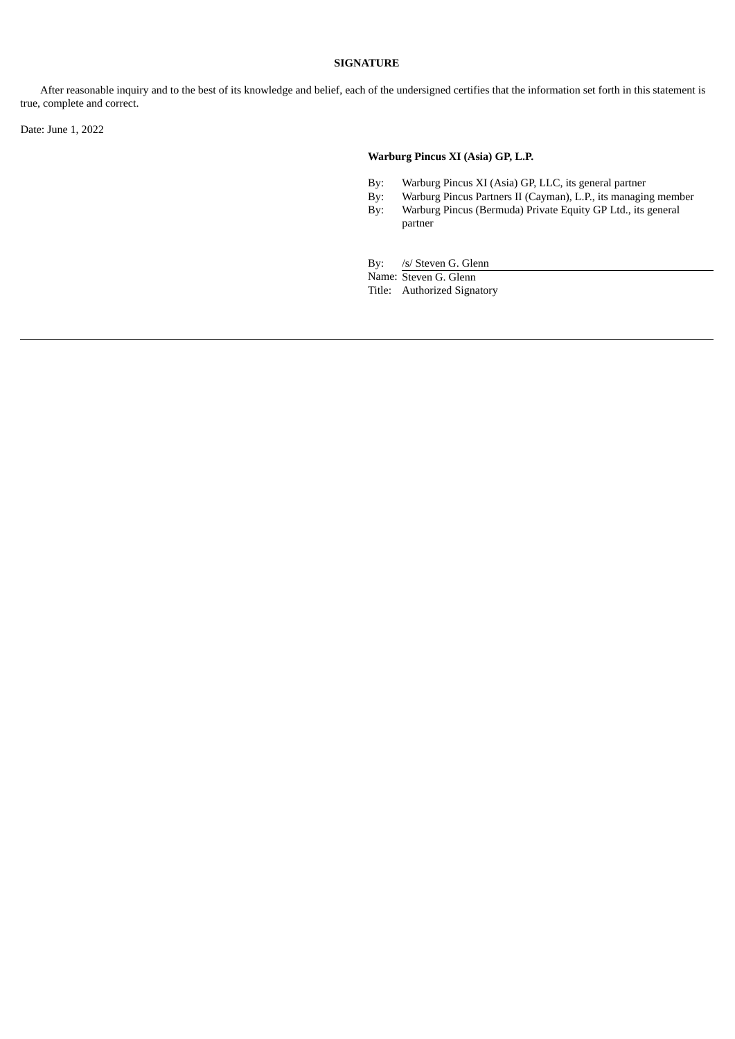**SIGNATURE**

After reasonable inquiry and to the best of its knowledge and belief, each of the undersigned certifies that the information set forth in this statement is true, complete and correct.

Date: June 1, 2022

**Warburg Pincus XI (Asia) GP, L.P.**

By: Warburg Pincus XI (Asia) GP, LLC, its general partner
By: Warburg Pincus Partners II (Cayman), L.P., its managing member
By: Warburg Pincus (Bermuda) Private Equity GP Ltd., its general partner

By: /s/ Steven G. Glenn
Name: Steven G. Glenn
Title: Authorized Signatory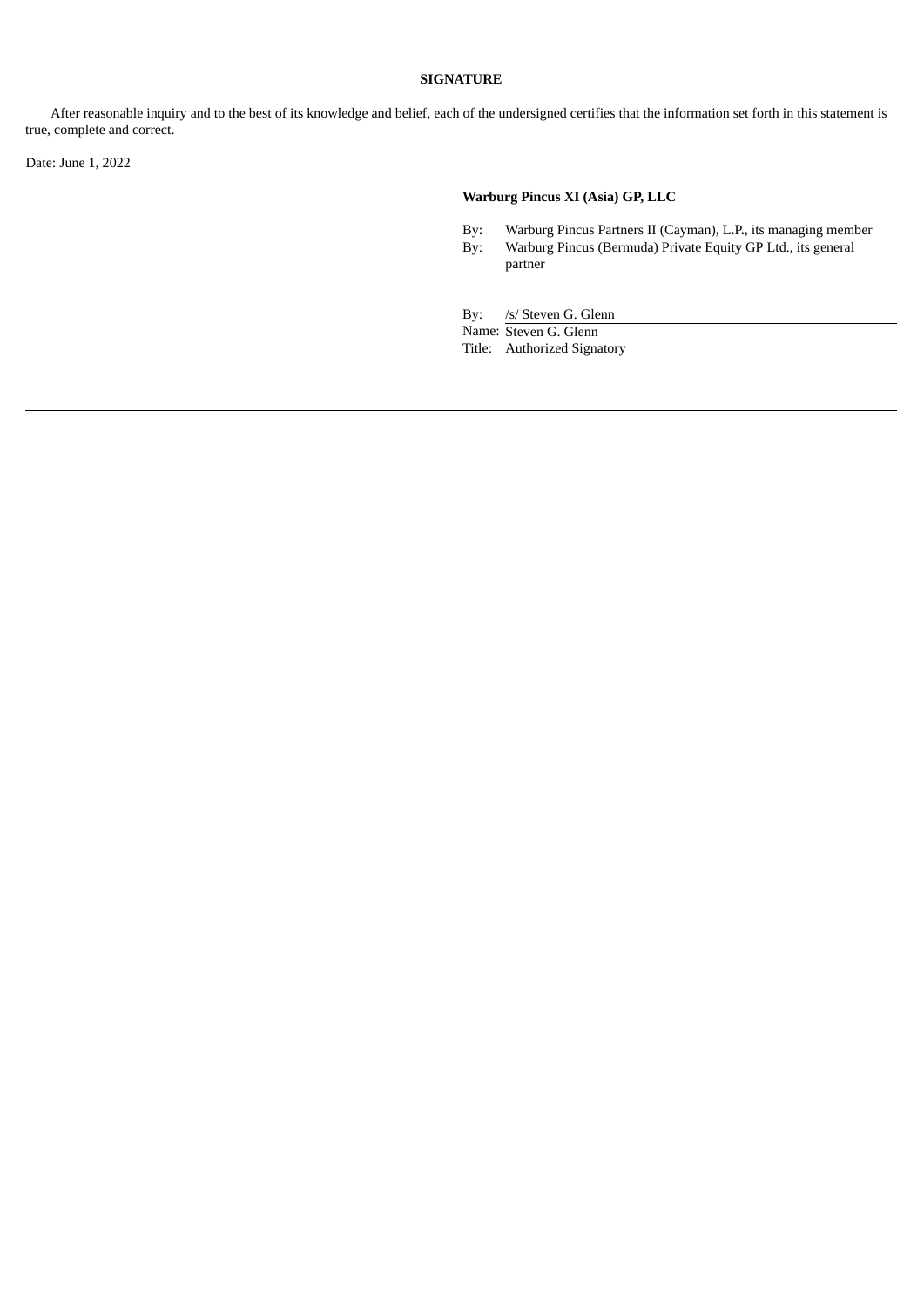**SIGNATURE**

After reasonable inquiry and to the best of its knowledge and belief, each of the undersigned certifies that the information set forth in this statement is true, complete and correct.

Date: June 1, 2022

**Warburg Pincus XI (Asia) GP, LLC**

By: Warburg Pincus Partners II (Cayman), L.P., its managing member
By: Warburg Pincus (Bermuda) Private Equity GP Ltd., its general partner

By: /s/ Steven G. Glenn
Name: Steven G. Glenn
Title: Authorized Signatory